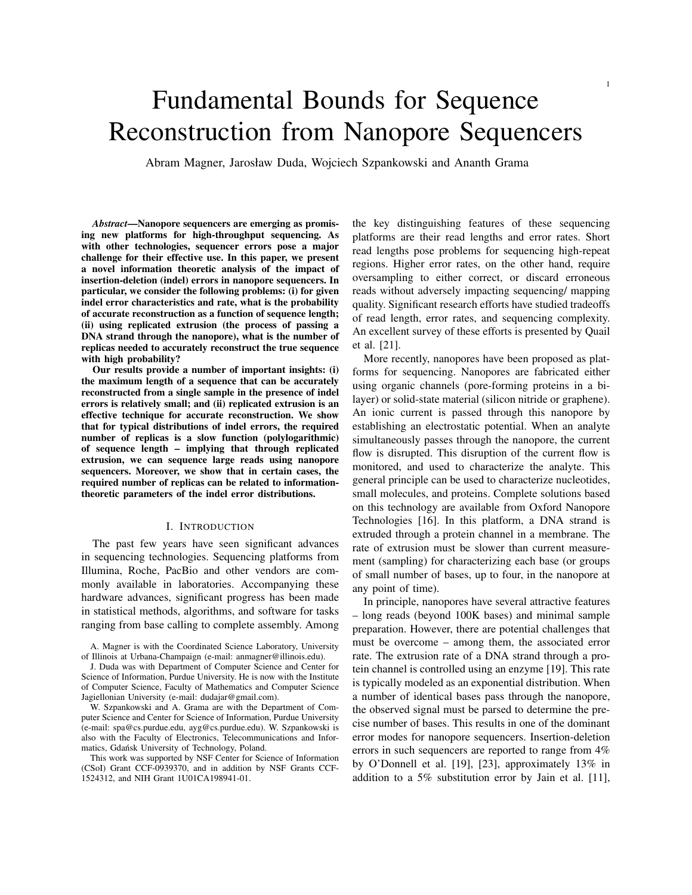# Fundamental Bounds for Sequence Reconstruction from Nanopore Sequencers

Abram Magner, Jarosław Duda, Wojciech Szpankowski and Ananth Grama

***Abstract*—Nanopore sequencers are emerging as promising new platforms for high-throughput sequencing. As with other technologies, sequencer errors pose a major challenge for their effective use. In this paper, we present a novel information theoretic analysis of the impact of insertion-deletion (indel) errors in nanopore sequencers. In particular, we consider the following problems: (i) for given indel error characteristics and rate, what is the probability of accurate reconstruction as a function of sequence length; (ii) using replicated extrusion (the process of passing a DNA strand through the nanopore), what is the number of replicas needed to accurately reconstruct the true sequence with high probability?**

**Our results provide a number of important insights: (i) the maximum length of a sequence that can be accurately reconstructed from a single sample in the presence of indel errors is relatively small; and (ii) replicated extrusion is an effective technique for accurate reconstruction. We show that for typical distributions of indel errors, the required number of replicas is a slow function (polylogarithmic) of sequence length – implying that through replicated extrusion, we can sequence large reads using nanopore sequencers. Moreover, we show that in certain cases, the required number of replicas can be related to information-theoretic parameters of the indel error distributions.**

## I. Introduction

The past few years have seen significant advances in sequencing technologies. Sequencing platforms from Illumina, Roche, PacBio and other vendors are commonly available in laboratories. Accompanying these hardware advances, significant progress has been made in statistical methods, algorithms, and software for tasks ranging from base calling to complete assembly. Among the key distinguishing features of these sequencing platforms are their read lengths and error rates. Short read lengths pose problems for sequencing high-repeat regions. Higher error rates, on the other hand, require oversampling to either correct, or discard erroneous reads without adversely impacting sequencing/ mapping quality. Significant research efforts have studied tradeoffs of read length, error rates, and sequencing complexity. An excellent survey of these efforts is presented by Quail et al. [21].

More recently, nanopores have been proposed as platforms for sequencing. Nanopores are fabricated either using organic channels (pore-forming proteins in a bilayer) or solid-state material (silicon nitride or graphene). An ionic current is passed through this nanopore by establishing an electrostatic potential. When an analyte simultaneously passes through the nanopore, the current flow is disrupted. This disruption of the current flow is monitored, and used to characterize the analyte. This general principle can be used to characterize nucleotides, small molecules, and proteins. Complete solutions based on this technology are available from Oxford Nanopore Technologies [16]. In this platform, a DNA strand is extruded through a protein channel in a membrane. The rate of extrusion must be slower than current measurement (sampling) for characterizing each base (or groups of small number of bases, up to four, in the nanopore at any point of time).

In principle, nanopores have several attractive features – long reads (beyond 100K bases) and minimal sample preparation. However, there are potential challenges that must be overcome – among them, the associated error rate. The extrusion rate of a DNA strand through a protein channel is controlled using an enzyme [19]. This rate is typically modeled as an exponential distribution. When a number of identical bases pass through the nanopore, the observed signal must be parsed to determine the precise number of bases. This results in one of the dominant error modes for nanopore sequencers. Insertion-deletion errors in such sequencers are reported to range from 4% by O'Donnell et al. [19], [23], approximately 13% in addition to a 5% substitution error by Jain et al. [11],

A. Magner is with the Coordinated Science Laboratory, University of Illinois at Urbana-Champaign (e-mail: anmagner@illinois.edu).

J. Duda was with Department of Computer Science and Center for Science of Information, Purdue University. He is now with the Institute of Computer Science, Faculty of Mathematics and Computer Science Jagiellonian University (e-mail: dudajar@gmail.com).

W. Szpankowski and A. Grama are with the Department of Computer Science and Center for Science of Information, Purdue University (e-mail: spa@cs.purdue.edu, ayg@cs.purdue.edu). W. Szpankowski is also with the Faculty of Electronics, Telecommunications and Informatics, Gdańsk University of Technology, Poland.

This work was supported by NSF Center for Science of Information (CSoI) Grant CCF-0939370, and in addition by NSF Grants CCF-1524312, and NIH Grant 1U01CA198941-01.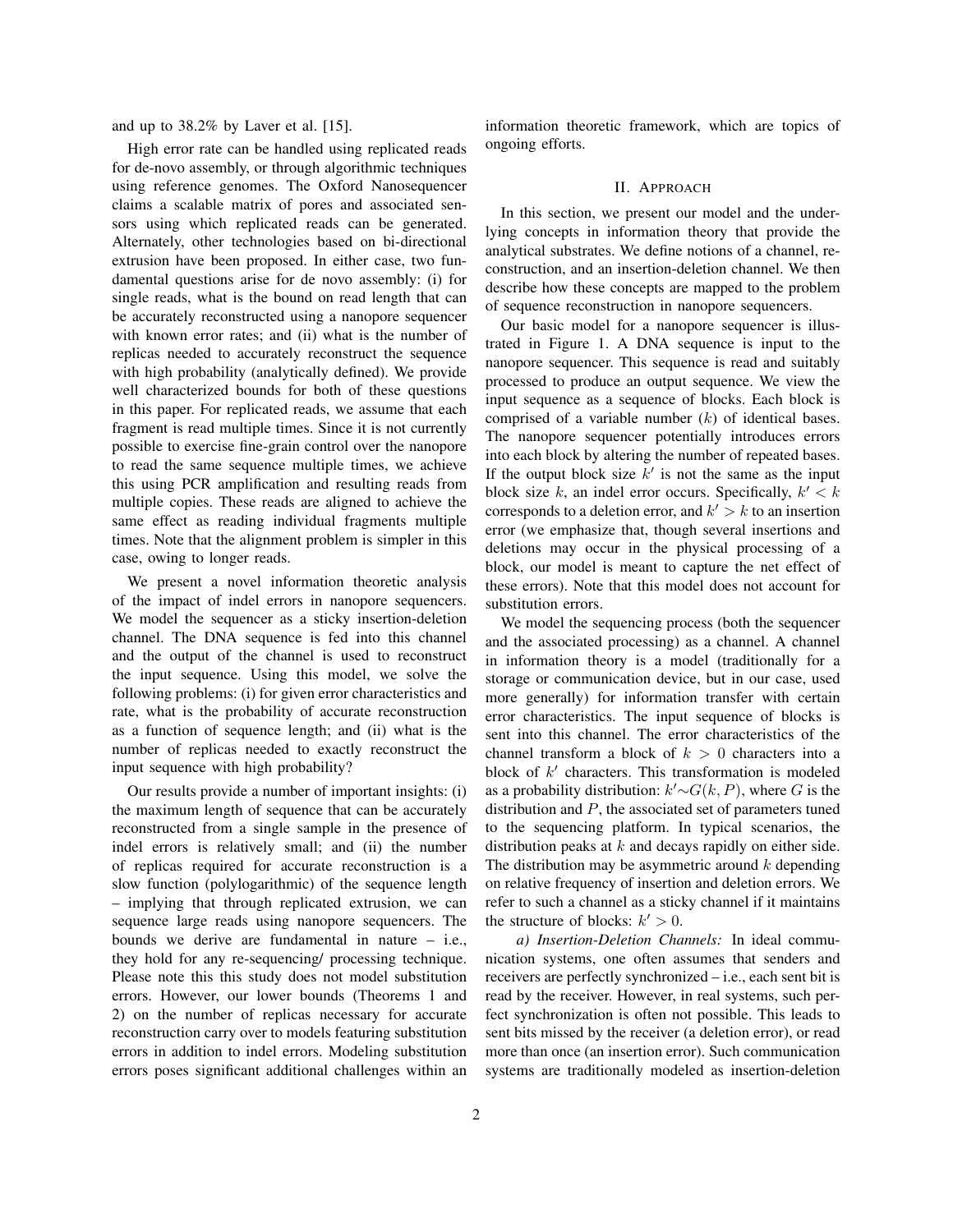and up to 38.2% by Laver et al. [15].

High error rate can be handled using replicated reads for de-novo assembly, or through algorithmic techniques using reference genomes. The Oxford Nanosequencer claims a scalable matrix of pores and associated sensors using which replicated reads can be generated. Alternately, other technologies based on bi-directional extrusion have been proposed. In either case, two fundamental questions arise for de novo assembly: (i) for single reads, what is the bound on read length that can be accurately reconstructed using a nanopore sequencer with known error rates; and (ii) what is the number of replicas needed to accurately reconstruct the sequence with high probability (analytically defined). We provide well characterized bounds for both of these questions in this paper. For replicated reads, we assume that each fragment is read multiple times. Since it is not currently possible to exercise fine-grain control over the nanopore to read the same sequence multiple times, we achieve this using PCR amplification and resulting reads from multiple copies. These reads are aligned to achieve the same effect as reading individual fragments multiple times. Note that the alignment problem is simpler in this case, owing to longer reads.

We present a novel information theoretic analysis of the impact of indel errors in nanopore sequencers. We model the sequencer as a sticky insertion-deletion channel. The DNA sequence is fed into this channel and the output of the channel is used to reconstruct the input sequence. Using this model, we solve the following problems: (i) for given error characteristics and rate, what is the probability of accurate reconstruction as a function of sequence length; and (ii) what is the number of replicas needed to exactly reconstruct the input sequence with high probability?

Our results provide a number of important insights: (i) the maximum length of sequence that can be accurately reconstructed from a single sample in the presence of indel errors is relatively small; and (ii) the number of replicas required for accurate reconstruction is a slow function (polylogarithmic) of the sequence length – implying that through replicated extrusion, we can sequence large reads using nanopore sequencers. The bounds we derive are fundamental in nature – i.e., they hold for any re-sequencing/ processing technique. Please note this this study does not model substitution errors. However, our lower bounds (Theorems 1 and 2) on the number of replicas necessary for accurate reconstruction carry over to models featuring substitution errors in addition to indel errors. Modeling substitution errors poses significant additional challenges within an information theoretic framework, which are topics of ongoing efforts.

## II. Approach

In this section, we present our model and the underlying concepts in information theory that provide the analytical substrates. We define notions of a channel, reconstruction, and an insertion-deletion channel. We then describe how these concepts are mapped to the problem of sequence reconstruction in nanopore sequencers.

Our basic model for a nanopore sequencer is illustrated in Figure 1. A DNA sequence is input to the nanopore sequencer. This sequence is read and suitably processed to produce an output sequence. We view the input sequence as a sequence of blocks. Each block is comprised of a variable number ($k$) of identical bases. The nanopore sequencer potentially introduces errors into each block by altering the number of repeated bases. If the output block size $k'$ is not the same as the input block size $k$, an indel error occurs. Specifically, $k' < k$ corresponds to a deletion error, and $k' > k$ to an insertion error (we emphasize that, though several insertions and deletions may occur in the physical processing of a block, our model is meant to capture the net effect of these errors). Note that this model does not account for substitution errors.

We model the sequencing process (both the sequencer and the associated processing) as a channel. A channel in information theory is a model (traditionally for a storage or communication device, but in our case, used more generally) for information transfer with certain error characteristics. The input sequence of blocks is sent into this channel. The error characteristics of the channel transform a block of $k > 0$ characters into a block of $k'$ characters. This transformation is modeled as a probability distribution: $k' \sim G(k, P)$, where $G$ is the distribution and $P$, the associated set of parameters tuned to the sequencing platform. In typical scenarios, the distribution peaks at $k$ and decays rapidly on either side. The distribution may be asymmetric around $k$ depending on relative frequency of insertion and deletion errors. We refer to such a channel as a sticky channel if it maintains the structure of blocks: $k' > 0$.

*a) Insertion-Deletion Channels:* In ideal communication systems, one often assumes that senders and receivers are perfectly synchronized – i.e., each sent bit is read by the receiver. However, in real systems, such perfect synchronization is often not possible. This leads to sent bits missed by the receiver (a deletion error), or read more than once (an insertion error). Such communication systems are traditionally modeled as insertion-deletion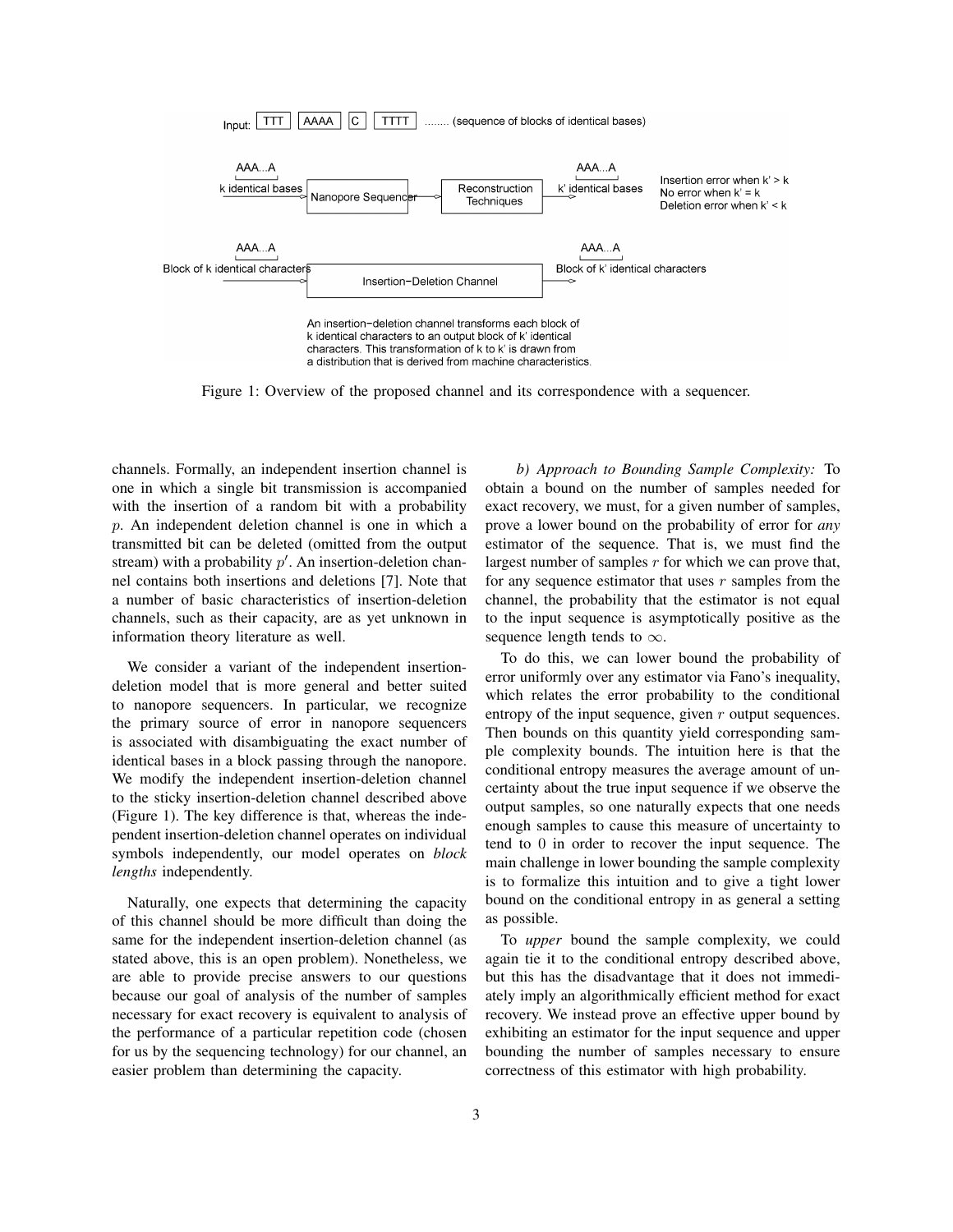Input: TTT | AAAA | C | TTTT ........ (sequence of blocks of identical bases)

AAA...A k identical bases → Nanopore Sequencer → Reconstruction Techniques → AAA...A k' identical bases

Insertion error when k' > k
No error when k' = k
Deletion error when k' < k

AAA...A Block of k identical characters → Insertion−Deletion Channel → AAA...A Block of k' identical characters

An insertion−deletion channel transforms each block of k identical characters to an output block of k' identical characters. This transformation of k to k' is drawn from a distribution that is derived from machine characteristics.

Figure 1: Overview of the proposed channel and its correspondence with a sequencer.

channels. Formally, an independent insertion channel is one in which a single bit transmission is accompanied with the insertion of a random bit with a probability $p$. An independent deletion channel is one in which a transmitted bit can be deleted (omitted from the output stream) with a probability $p'$. An insertion-deletion channel contains both insertions and deletions [7]. Note that a number of basic characteristics of insertion-deletion channels, such as their capacity, are as yet unknown in information theory literature as well.

We consider a variant of the independent insertion-deletion model that is more general and better suited to nanopore sequencers. In particular, we recognize the primary source of error in nanopore sequencers is associated with disambiguating the exact number of identical bases in a block passing through the nanopore. We modify the independent insertion-deletion channel to the sticky insertion-deletion channel described above (Figure 1). The key difference is that, whereas the independent insertion-deletion channel operates on individual symbols independently, our model operates on *block lengths* independently.

Naturally, one expects that determining the capacity of this channel should be more difficult than doing the same for the independent insertion-deletion channel (as stated above, this is an open problem). Nonetheless, we are able to provide precise answers to our questions because our goal of analysis of the number of samples necessary for exact recovery is equivalent to analysis of the performance of a particular repetition code (chosen for us by the sequencing technology) for our channel, an easier problem than determining the capacity.

*b) Approach to Bounding Sample Complexity:* To obtain a bound on the number of samples needed for exact recovery, we must, for a given number of samples, prove a lower bound on the probability of error for *any* estimator of the sequence. That is, we must find the largest number of samples $r$ for which we can prove that, for any sequence estimator that uses $r$ samples from the channel, the probability that the estimator is not equal to the input sequence is asymptotically positive as the sequence length tends to $\infty$.

To do this, we can lower bound the probability of error uniformly over any estimator via Fano's inequality, which relates the error probability to the conditional entropy of the input sequence, given $r$ output sequences. Then bounds on this quantity yield corresponding sample complexity bounds. The intuition here is that the conditional entropy measures the average amount of uncertainty about the true input sequence if we observe the output samples, so one naturally expects that one needs enough samples to cause this measure of uncertainty to tend to 0 in order to recover the input sequence. The main challenge in lower bounding the sample complexity is to formalize this intuition and to give a tight lower bound on the conditional entropy in as general a setting as possible.

To *upper* bound the sample complexity, we could again tie it to the conditional entropy described above, but this has the disadvantage that it does not immediately imply an algorithmically efficient method for exact recovery. We instead prove an effective upper bound by exhibiting an estimator for the input sequence and upper bounding the number of samples necessary to ensure correctness of this estimator with high probability.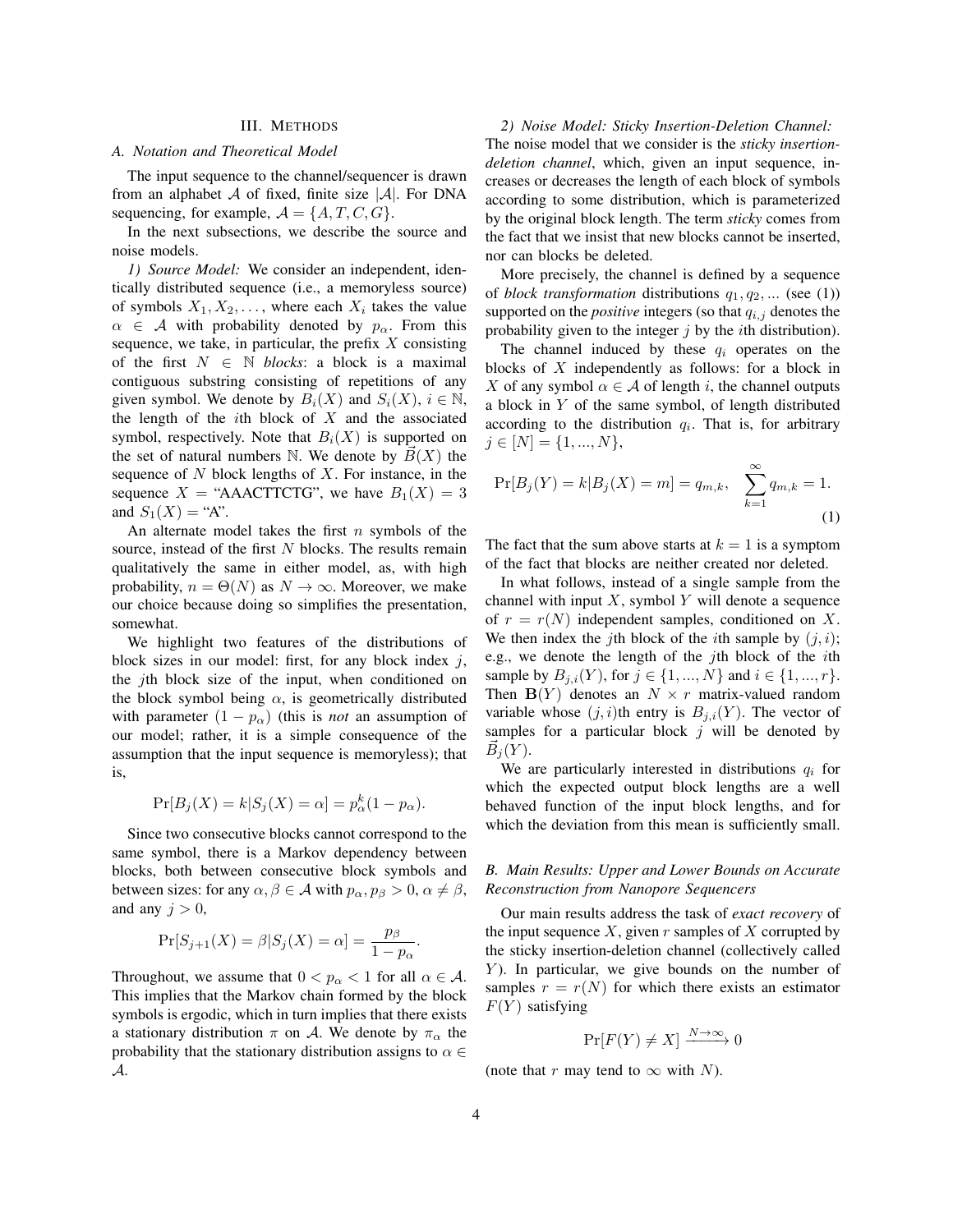## III. Methods

### A. Notation and Theoretical Model

The input sequence to the channel/sequencer is drawn from an alphabet $\mathcal{A}$ of fixed, finite size $|\mathcal{A}|$. For DNA sequencing, for example, $\mathcal{A} = \{A, T, C, G\}$.

In the next subsections, we describe the source and noise models.

*1) Source Model:* We consider an independent, identically distributed sequence (i.e., a memoryless source) of symbols $X_1, X_2, \ldots$, where each $X_i$ takes the value $\alpha \in \mathcal{A}$ with probability denoted by $p_\alpha$. From this sequence, we take, in particular, the prefix $X$ consisting of the first $N \in \mathbb{N}$ *blocks*: a block is a maximal contiguous substring consisting of repetitions of any given symbol. We denote by $B_i(X)$ and $S_i(X)$, $i \in \mathbb{N}$, the length of the $i$th block of $X$ and the associated symbol, respectively. Note that $B_i(X)$ is supported on the set of natural numbers $\mathbb{N}$. We denote by $\vec{B}(X)$ the sequence of $N$ block lengths of $X$. For instance, in the sequence $X =$ "AAACTTCTG", we have $B_1(X) = 3$ and $S_1(X) =$ "A".

An alternate model takes the first $n$ symbols of the source, instead of the first $N$ blocks. The results remain qualitatively the same in either model, as, with high probability, $n = \Theta(N)$ as $N \to \infty$. Moreover, we make our choice because doing so simplifies the presentation, somewhat.

We highlight two features of the distributions of block sizes in our model: first, for any block index $j$, the $j$th block size of the input, when conditioned on the block symbol being $\alpha$, is geometrically distributed with parameter $(1 - p_\alpha)$ (this is *not* an assumption of our model; rather, it is a simple consequence of the assumption that the input sequence is memoryless); that is,

$$\Pr[B_j(X) = k | S_j(X) = \alpha] = p_\alpha^k (1 - p_\alpha).$$

Since two consecutive blocks cannot correspond to the same symbol, there is a Markov dependency between blocks, both between consecutive block symbols and between sizes: for any $\alpha, \beta \in \mathcal{A}$ with $p_\alpha, p_\beta > 0$, $\alpha \neq \beta$, and any $j > 0$,

$$\Pr[S_{j+1}(X) = \beta | S_j(X) = \alpha] = \frac{p_\beta}{1 - p_\alpha}.$$

Throughout, we assume that $0 < p_\alpha < 1$ for all $\alpha \in \mathcal{A}$. This implies that the Markov chain formed by the block symbols is ergodic, which in turn implies that there exists a stationary distribution $\pi$ on $\mathcal{A}$. We denote by $\pi_\alpha$ the probability that the stationary distribution assigns to $\alpha \in \mathcal{A}$.

*2) Noise Model: Sticky Insertion-Deletion Channel:* The noise model that we consider is the *sticky insertion-deletion channel*, which, given an input sequence, increases or decreases the length of each block of symbols according to some distribution, which is parameterized by the original block length. The term *sticky* comes from the fact that we insist that new blocks cannot be inserted, nor can blocks be deleted.

More precisely, the channel is defined by a sequence of *block transformation* distributions $q_1, q_2, \ldots$ (see (1)) supported on the *positive* integers (so that $q_{i,j}$ denotes the probability given to the integer $j$ by the $i$th distribution).

The channel induced by these $q_i$ operates on the blocks of $X$ independently as follows: for a block in $X$ of any symbol $\alpha \in \mathcal{A}$ of length $i$, the channel outputs a block in $Y$ of the same symbol, of length distributed according to the distribution $q_i$. That is, for arbitrary $j \in [N] = \{1, \ldots, N\}$,

$$\Pr[B_j(Y) = k | B_j(X) = m] = q_{m,k}, \quad \sum_{k=1}^{\infty} q_{m,k} = 1. \tag{1}$$

The fact that the sum above starts at $k = 1$ is a symptom of the fact that blocks are neither created nor deleted.

In what follows, instead of a single sample from the channel with input $X$, symbol $Y$ will denote a sequence of $r = r(N)$ independent samples, conditioned on $X$. We then index the $j$th block of the $i$th sample by $(j, i)$; e.g., we denote the length of the $j$th block of the $i$th sample by $B_{j,i}(Y)$, for $j \in \{1, \ldots, N\}$ and $i \in \{1, \ldots, r\}$. Then $\mathbf{B}(Y)$ denotes an $N \times r$ matrix-valued random variable whose $(j, i)$th entry is $B_{j,i}(Y)$. The vector of samples for a particular block $j$ will be denoted by $\vec{B}_j(Y)$.

We are particularly interested in distributions $q_i$ for which the expected output block lengths are a well behaved function of the input block lengths, and for which the deviation from this mean is sufficiently small.

### B. Main Results: Upper and Lower Bounds on Accurate Reconstruction from Nanopore Sequencers

Our main results address the task of *exact recovery* of the input sequence $X$, given $r$ samples of $X$ corrupted by the sticky insertion-deletion channel (collectively called $Y$). In particular, we give bounds on the number of samples $r = r(N)$ for which there exists an estimator $F(Y)$ satisfying

$$\Pr[F(Y) \neq X] \xrightarrow{N \to \infty} 0$$

(note that $r$ may tend to $\infty$ with $N$).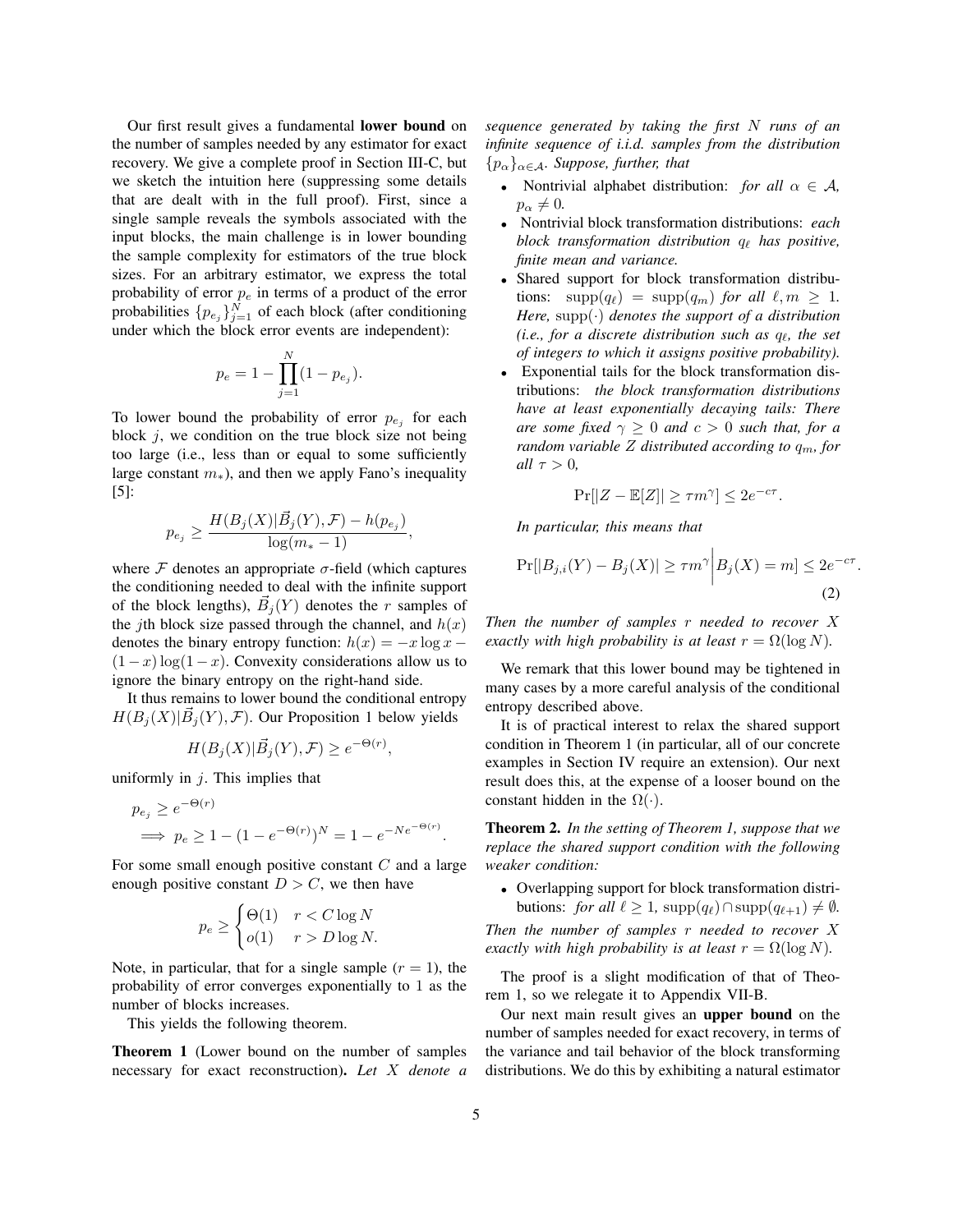Our first result gives a fundamental **lower bound** on the number of samples needed by any estimator for exact recovery. We give a complete proof in Section III-C, but we sketch the intuition here (suppressing some details that are dealt with in the full proof). First, since a single sample reveals the symbols associated with the input blocks, the main challenge is in lower bounding the sample complexity for estimators of the true block sizes. For an arbitrary estimator, we express the total probability of error $p_e$ in terms of a product of the error probabilities $\{p_{e_j}\}_{j=1}^N$ of each block (after conditioning under which the block error events are independent):

$$p_e = 1 - \prod_{j=1}^{N}(1 - p_{e_j}).$$

To lower bound the probability of error $p_{e_j}$ for each block $j$, we condition on the true block size not being too large (i.e., less than or equal to some sufficiently large constant $m_*$), and then we apply Fano's inequality [5]:

$$p_{e_j} \geq \frac{H(B_j(X)|\vec{B}_j(Y), \mathcal{F}) - h(p_{e_j})}{\log(m_* - 1)},$$

where $\mathcal{F}$ denotes an appropriate $\sigma$-field (which captures the conditioning needed to deal with the infinite support of the block lengths), $\vec{B}_j(Y)$ denotes the $r$ samples of the $j$th block size passed through the channel, and $h(x)$ denotes the binary entropy function: $h(x) = -x\log x - (1-x)\log(1-x)$. Convexity considerations allow us to ignore the binary entropy on the right-hand side.

It thus remains to lower bound the conditional entropy $H(B_j(X)|\vec{B}_j(Y), \mathcal{F})$. Our Proposition 1 below yields

$$H(B_j(X)|\vec{B}_j(Y), \mathcal{F}) \geq e^{-\Theta(r)},$$

uniformly in $j$. This implies that

$$p_{e_j} \geq e^{-\Theta(r)}$$
$$\implies p_e \geq 1 - (1 - e^{-\Theta(r)})^N = 1 - e^{-Ne^{-\Theta(r)}}.$$

For some small enough positive constant $C$ and a large enough positive constant $D > C$, we then have

$$p_e \geq \begin{cases} \Theta(1) & r < C\log N \\ o(1) & r > D\log N. \end{cases}$$

Note, in particular, that for a single sample ($r = 1$), the probability of error converges exponentially to 1 as the number of blocks increases.

This yields the following theorem.

**Theorem 1** (Lower bound on the number of samples necessary for exact reconstruction)**.** *Let $X$ denote a sequence generated by taking the first $N$ runs of an infinite sequence of i.i.d. samples from the distribution $\{p_\alpha\}_{\alpha\in\mathcal{A}}$. Suppose, further, that*

- Nontrivial alphabet distribution: *for all $\alpha \in \mathcal{A}$, $p_\alpha \neq 0$.*
- Nontrivial block transformation distributions: *each block transformation distribution $q_\ell$ has positive, finite mean and variance.*
- Shared support for block transformation distributions: $\operatorname{supp}(q_\ell) = \operatorname{supp}(q_m)$ *for all $\ell, m \geq 1$. Here,* $\operatorname{supp}(\cdot)$ *denotes the support of a distribution (i.e., for a discrete distribution such as $q_\ell$, the set of integers to which it assigns positive probability).*
- Exponential tails for the block transformation distributions: *the block transformation distributions have at least exponentially decaying tails: There are some fixed $\gamma \geq 0$ and $c > 0$ such that, for a random variable $Z$ distributed according to $q_m$, for all $\tau > 0$,*

$$\Pr[|Z - \mathbb{E}[Z]| \geq \tau m^\gamma] \leq 2e^{-c\tau}.$$

*In particular, this means that*

$$\Pr[|B_{j,i}(Y) - B_j(X)| \geq \tau m^\gamma \Big| B_j(X) = m] \leq 2e^{-c\tau}. \tag{2}$$

*Then the number of samples $r$ needed to recover $X$ exactly with high probability is at least $r = \Omega(\log N)$.*

We remark that this lower bound may be tightened in many cases by a more careful analysis of the conditional entropy described above.

It is of practical interest to relax the shared support condition in Theorem 1 (in particular, all of our concrete examples in Section IV require an extension). Our next result does this, at the expense of a looser bound on the constant hidden in the $\Omega(\cdot)$.

**Theorem 2.** *In the setting of Theorem 1, suppose that we replace the shared support condition with the following weaker condition:*

- Overlapping support for block transformation distributions: *for all $\ell \geq 1$, $\operatorname{supp}(q_\ell) \cap \operatorname{supp}(q_{\ell+1}) \neq \emptyset$.*

*Then the number of samples $r$ needed to recover $X$ exactly with high probability is at least $r = \Omega(\log N)$.*

The proof is a slight modification of that of Theorem 1, so we relegate it to Appendix VII-B.

Our next main result gives an **upper bound** on the number of samples needed for exact recovery, in terms of the variance and tail behavior of the block transforming distributions. We do this by exhibiting a natural estimator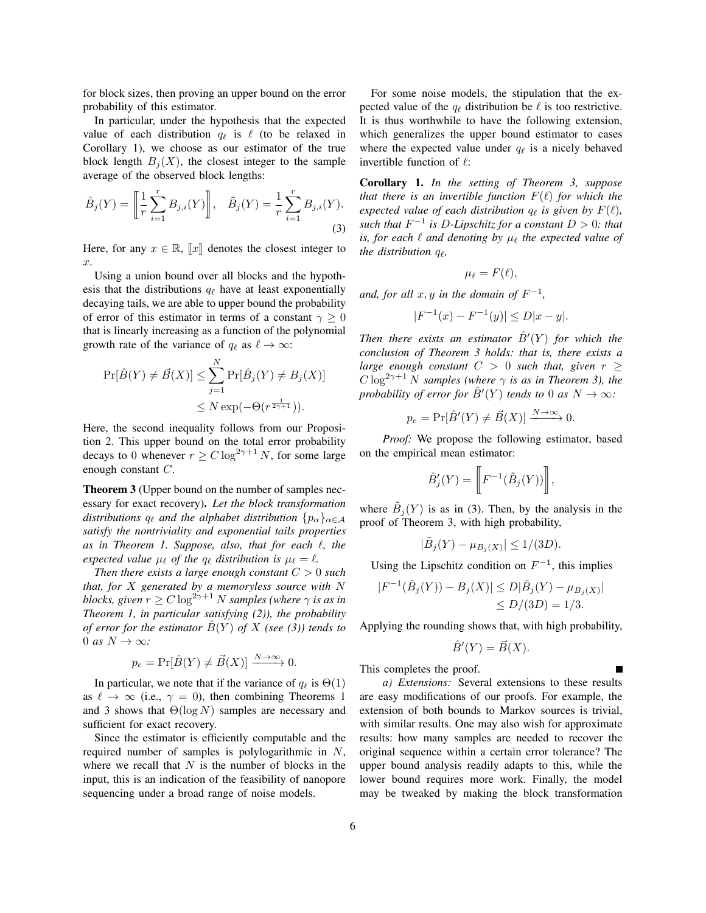for block sizes, then proving an upper bound on the error probability of this estimator.

In particular, under the hypothesis that the expected value of each distribution $q_\ell$ is $\ell$ (to be relaxed in Corollary 1), we choose as our estimator of the true block length $B_j(X)$, the closest integer to the sample average of the observed block lengths:

$$\hat{B}_j(Y) = \left[\!\left[ \frac{1}{r}\sum_{i=1}^{r} B_{j,i}(Y) \right]\!\right], \quad \tilde{B}_j(Y) = \frac{1}{r}\sum_{i=1}^{r} B_{j,i}(Y). \tag{3}$$

Here, for any $x \in \mathbb{R}$, $[\![x]\!]$ denotes the closest integer to $x$.

Using a union bound over all blocks and the hypothesis that the distributions $q_\ell$ have at least exponentially decaying tails, we are able to upper bound the probability of error of this estimator in terms of a constant $\gamma \geq 0$ that is linearly increasing as a function of the polynomial growth rate of the variance of $q_\ell$ as $\ell \to \infty$:

$$\begin{aligned} \Pr[\hat{B}(Y) \neq \vec{B}(X)] &\leq \sum_{j=1}^{N} \Pr[\hat{B}_j(Y) \neq B_j(X)] \\ &\leq N \exp(-\Theta(r^{\frac{1}{2\gamma+1}})). \end{aligned}$$

Here, the second inequality follows from our Proposition 2. This upper bound on the total error probability decays to 0 whenever $r \geq C \log^{2\gamma+1} N$, for some large enough constant $C$.

**Theorem 3** (Upper bound on the number of samples necessary for exact recovery)**.** *Let the block transformation distributions $q_\ell$ and the alphabet distribution $\{p_\alpha\}_{\alpha\in\mathcal{A}}$ satisfy the nontriviality and exponential tails properties as in Theorem 1. Suppose, also, that for each $\ell$, the expected value $\mu_\ell$ of the $q_\ell$ distribution is $\mu_\ell = \ell$.*

*Then there exists a large enough constant $C > 0$ such that, for $X$ generated by a memoryless source with $N$ blocks, given $r \geq C \log^{2\gamma+1} N$ samples (where $\gamma$ is as in Theorem 1, in particular satisfying (2)), the probability of error for the estimator $\hat{B}(Y)$ of $X$ (see (3)) tends to $0$ as $N \to \infty$:*

$$p_e = \Pr[\hat{B}(Y) \neq \vec{B}(X)] \xrightarrow{N\to\infty} 0.$$

In particular, we note that if the variance of $q_\ell$ is $\Theta(1)$ as $\ell \to \infty$ (i.e., $\gamma = 0$), then combining Theorems 1 and 3 shows that $\Theta(\log N)$ samples are necessary and sufficient for exact recovery.

Since the estimator is efficiently computable and the required number of samples is polylogarithmic in $N$, where we recall that $N$ is the number of blocks in the input, this is an indication of the feasibility of nanopore sequencing under a broad range of noise models.

For some noise models, the stipulation that the expected value of the $q_\ell$ distribution be $\ell$ is too restrictive. It is thus worthwhile to have the following extension, which generalizes the upper bound estimator to cases where the expected value under $q_\ell$ is a nicely behaved invertible function of $\ell$:

**Corollary 1.** *In the setting of Theorem 3, suppose that there is an invertible function $F(\ell)$ for which the expected value of each distribution $q_\ell$ is given by $F(\ell)$, such that $F^{-1}$ is $D$-Lipschitz for a constant $D > 0$: that is, for each $\ell$ and denoting by $\mu_\ell$ the expected value of the distribution $q_\ell$,*

$$\mu_\ell = F(\ell),$$

*and, for all $x, y$ in the domain of $F^{-1}$,*

$$|F^{-1}(x) - F^{-1}(y)| \leq D|x - y|.$$

*Then there exists an estimator $\hat{B}'(Y)$ for which the conclusion of Theorem 3 holds: that is, there exists a large enough constant $C > 0$ such that, given $r \geq C \log^{2\gamma+1} N$ samples (where $\gamma$ is as in Theorem 3), the probability of error for $\hat{B}'(Y)$ tends to $0$ as $N \to \infty$:*

$$p_e = \Pr[\hat{B}'(Y) \neq \vec{B}(X)] \xrightarrow{N\to\infty} 0.$$

*Proof:* We propose the following estimator, based on the empirical mean estimator:

$$\hat{B}'_j(Y) = \left[\!\left[ F^{-1}(\tilde{B}_j(Y)) \right]\!\right],$$

where $\tilde{B}_j(Y)$ is as in (3). Then, by the analysis in the proof of Theorem 3, with high probability,

$$|\tilde{B}_j(Y) - \mu_{B_j(X)}| \leq 1/(3D).$$

Using the Lipschitz condition on $F^{-1}$, this implies

$$\begin{aligned} |F^{-1}(\tilde{B}_j(Y)) - B_j(X)| &\leq D|\tilde{B}_j(Y) - \mu_{B_j(X)}| \\ &\leq D/(3D) = 1/3. \end{aligned}$$

Applying the rounding shows that, with high probability,

$$\hat{B}'(Y) = \vec{B}(X).$$

This completes the proof. ∎

*a) Extensions:* Several extensions to these results are easy modifications of our proofs. For example, the extension of both bounds to Markov sources is trivial, with similar results. One may also wish for approximate results: how many samples are needed to recover the original sequence within a certain error tolerance? The upper bound analysis readily adapts to this, while the lower bound requires more work. Finally, the model may be tweaked by making the block transformation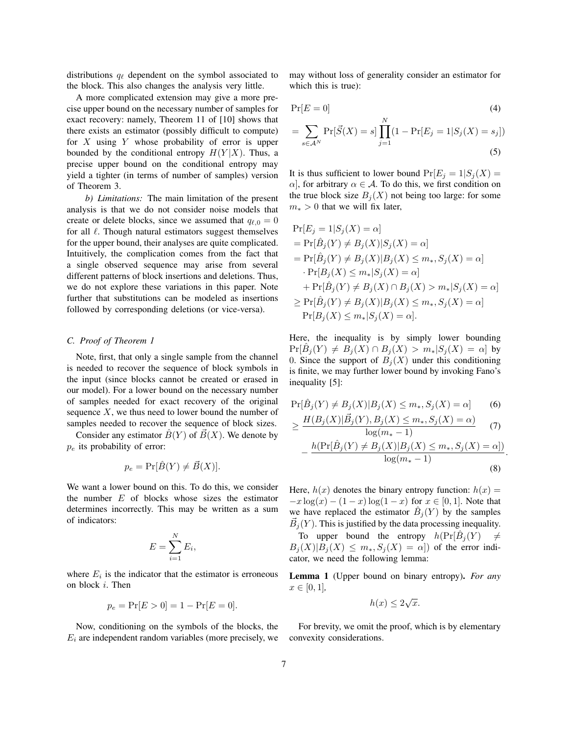distributions $q_\ell$ dependent on the symbol associated to the block. This also changes the analysis very little.

A more complicated extension may give a more precise upper bound on the necessary number of samples for exact recovery: namely, Theorem 11 of [10] shows that there exists an estimator (possibly difficult to compute) for $X$ using $Y$ whose probability of error is upper bounded by the conditional entropy $H(Y|X)$. Thus, a precise upper bound on the conditional entropy may yield a tighter (in terms of number of samples) version of Theorem 3.

*b) Limitations:* The main limitation of the present analysis is that we do not consider noise models that create or delete blocks, since we assumed that $q_{\ell,0} = 0$ for all $\ell$. Though natural estimators suggest themselves for the upper bound, their analyses are quite complicated. Intuitively, the complication comes from the fact that a single observed sequence may arise from several different patterns of block insertions and deletions. Thus, we do not explore these variations in this paper. Note further that substitutions can be modeled as insertions followed by corresponding deletions (or vice-versa).

### C. Proof of Theorem 1

Note, first, that only a single sample from the channel is needed to recover the sequence of block symbols in the input (since blocks cannot be created or erased in our model). For a lower bound on the necessary number of samples needed for exact recovery of the original sequence $X$, we thus need to lower bound the number of samples needed to recover the sequence of block sizes.

Consider any estimator $\hat{B}(Y)$ of $\vec{B}(X)$. We denote by $p_e$ its probability of error:

$$p_e = \Pr[\hat{B}(Y) \neq \vec{B}(X)].$$

We want a lower bound on this. To do this, we consider the number $E$ of blocks whose sizes the estimator determines incorrectly. This may be written as a sum of indicators:

$$E = \sum_{i=1}^{N} E_i,$$

where $E_i$ is the indicator that the estimator is erroneous on block $i$. Then

$$p_e = \Pr[E > 0] = 1 - \Pr[E = 0].$$

Now, conditioning on the symbols of the blocks, the $E_i$ are independent random variables (more precisely, we may without loss of generality consider an estimator for which this is true):

$$\Pr[E = 0] \tag{4}$$

$$= \sum_{s \in \mathcal{A}^N} \Pr[\vec{S}(X) = s] \prod_{j=1}^{N} (1 - \Pr[E_j = 1 | S_j(X) = s_j]) \tag{5}$$

It is thus sufficient to lower bound $\Pr[E_j = 1 | S_j(X) = \alpha]$, for arbitrary $\alpha \in \mathcal{A}$. To do this, we first condition on the true block size $B_j(X)$ not being too large: for some $m_* > 0$ that we will fix later,

$$\begin{aligned}
&\Pr[E_j = 1 | S_j(X) = \alpha] \\
&= \Pr[\hat{B}_j(Y) \neq B_j(X) | S_j(X) = \alpha] \\
&= \Pr[\hat{B}_j(Y) \neq B_j(X) | B_j(X) \leq m_*, S_j(X) = \alpha] \\
&\quad \cdot \Pr[B_j(X) \leq m_* | S_j(X) = \alpha] \\
&\quad + \Pr[\hat{B}_j(Y) \neq B_j(X) \cap B_j(X) > m_* | S_j(X) = \alpha] \\
&\geq \Pr[\hat{B}_j(Y) \neq B_j(X) | B_j(X) \leq m_*, S_j(X) = \alpha] \\
&\quad \Pr[B_j(X) \leq m_* | S_j(X) = \alpha].
\end{aligned}$$

Here, the inequality is by simply lower bounding $\Pr[\hat{B}_j(Y) \neq B_j(X) \cap B_j(X) > m_* | S_j(X) = \alpha]$ by 0. Since the support of $B_j(X)$ under this conditioning is finite, we may further lower bound by invoking Fano's inequality [5]:

$$\Pr[\hat{B}_j(Y) \neq B_j(X) | B_j(X) \leq m_*, S_j(X) = \alpha] \tag{6}$$

$$\geq \frac{H(B_j(X) | \vec{B}_j(Y), B_j(X) \leq m_*, S_j(X) = \alpha)}{\log(m_* - 1)} \tag{7}$$

$$- \frac{h(\Pr[\hat{B}_j(Y) \neq B_j(X) | B_j(X) \leq m_*, S_j(X) = \alpha])}{\log(m_* - 1)}. \tag{8}$$

Here, $h(x)$ denotes the binary entropy function: $h(x) = -x\log(x) - (1-x)\log(1-x)$ for $x \in [0,1]$. Note that we have replaced the estimator $\hat{B}_j(Y)$ by the samples $\vec{B}_j(Y)$. This is justified by the data processing inequality.

To upper bound the entropy $h(\Pr[\hat{B}_j(Y) \neq B_j(X) | B_j(X) \leq m_*, S_j(X) = \alpha])$ of the error indicator, we need the following lemma:

**Lemma 1** (Upper bound on binary entropy). *For any $x \in [0, 1]$,*

$$h(x) \leq 2\sqrt{x}.$$

For brevity, we omit the proof, which is by elementary convexity considerations.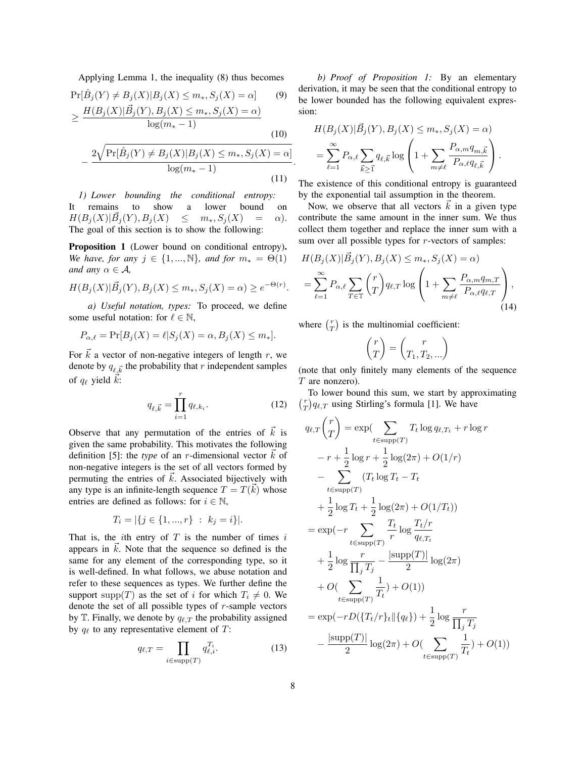Applying Lemma 1, the inequality (8) thus becomes

$$\Pr[\hat{B}_j(Y) \neq B_j(X) | B_j(X) \leq m_*, S_j(X) = \alpha] \quad (9)$$

$$\geq \frac{H(B_j(X)|\vec{B}_j(Y), B_j(X) \leq m_*, S_j(X) = \alpha)}{\log(m_* - 1)} \quad (10)$$

$$- \frac{2\sqrt{\Pr[\hat{B}_j(Y) \neq B_j(X) | B_j(X) \leq m_*, S_j(X) = \alpha]}}{\log(m_* - 1)}. \quad (11)$$

*1) Lower bounding the conditional entropy:* It remains to show a lower bound on $H(B_j(X)|\vec{B}_j(Y), B_j(X) \leq m_*, S_j(X) = \alpha)$. The goal of this section is to show the following:

**Proposition 1** (Lower bound on conditional entropy). *We have, for any $j \in \{1, ..., \mathrm{N}\}$, and for $m_* = \Theta(1)$ and any $\alpha \in \mathcal{A}$,*

$$H(B_j(X)|\vec{B}_j(Y), B_j(X) \leq m_*, S_j(X) = \alpha) \geq e^{-\Theta(r)}.$$

*a) Useful notation, types:* To proceed, we define some useful notation: for $\ell \in \mathbb{N}$,

$$P_{\alpha,\ell} = \Pr[B_j(X) = \ell | S_j(X) = \alpha, B_j(X) \leq m_*].$$

For $\vec{k}$ a vector of non-negative integers of length $r$, we denote by $q_{\ell,\vec{k}}$ the probability that $r$ independent samples of $q_\ell$ yield $\vec{k}$:

$$q_{\ell,\vec{k}} = \prod_{i=1}^{r} q_{\ell,k_i}. \quad (12)$$

Observe that any permutation of the entries of $\vec{k}$ is given the same probability. This motivates the following definition [5]: the *type* of an $r$-dimensional vector $\vec{k}$ of non-negative integers is the set of all vectors formed by permuting the entries of $\vec{k}$. Associated bijectively with any type is an infinite-length sequence $T = T(\vec{k})$ whose entries are defined as follows: for $i \in \mathbb{N}$,

$$T_i = |\{j \in \{1, ..., r\} \ : \ k_j = i\}|.$$

That is, the $i$th entry of $T$ is the number of times $i$ appears in $\vec{k}$. Note that the sequence so defined is the same for any element of the corresponding type, so it is well-defined. In what follows, we abuse notation and refer to these sequences as types. We further define the support $\mathrm{supp}(T)$ as the set of $i$ for which $T_i \neq 0$. We denote the set of all possible types of $r$-sample vectors by $\mathbb{T}$. Finally, we denote by $q_{\ell,T}$ the probability assigned by $q_\ell$ to any representative element of $T$:

$$q_{\ell,T} = \prod_{i \in \mathrm{supp}(T)} q_{\ell,i}^{T_i}. \quad (13)$$

*b) Proof of Proposition 1:* By an elementary derivation, it may be seen that the conditional entropy to be lower bounded has the following equivalent expression:

$$H(B_j(X)|\vec{B}_j(Y), B_j(X) \leq m_*, S_j(X) = \alpha)$$
$$= \sum_{\ell=1}^{\infty} P_{\alpha,\ell} \sum_{\vec{k} \geq \vec{1}} q_{\ell,\vec{k}} \log\left(1 + \sum_{m \neq \ell} \frac{P_{\alpha,m} q_{m,\vec{k}}}{P_{\alpha,\ell} q_{\ell,\vec{k}}}\right).$$

The existence of this conditional entropy is guaranteed by the exponential tail assumption in the theorem.

Now, we observe that all vectors $\vec{k}$ in a given type contribute the same amount in the inner sum. We thus collect them together and replace the inner sum with a sum over all possible types for $r$-vectors of samples:

$$H(B_j(X)|\vec{B}_j(Y), B_j(X) \leq m_*, S_j(X) = \alpha)$$
$$= \sum_{\ell=1}^{\infty} P_{\alpha,\ell} \sum_{T \in \mathbb{T}} \binom{r}{T} q_{\ell,T} \log\left(1 + \sum_{m \neq \ell} \frac{P_{\alpha,m} q_{m,T}}{P_{\alpha,\ell} q_{\ell,T}}\right), \quad (14)$$

where $\binom{r}{T}$ is the multinomial coefficient:

$$\binom{r}{T} = \binom{r}{T_1, T_2, ...}$$

(note that only finitely many elements of the sequence $T$ are nonzero).

To lower bound this sum, we start by approximating $\binom{r}{T} q_{\ell,T}$ using Stirling's formula [1]. We have

$$\begin{aligned}
q_{\ell,T}\binom{r}{T} &= \exp\Big(\sum_{t \in \mathrm{supp}(T)} T_t \log q_{\ell,T_t} + r \log r \\
&\quad - r + \frac{1}{2}\log r + \frac{1}{2}\log(2\pi) + O(1/r) \\
&\quad - \sum_{t \in \mathrm{supp}(T)} (T_t \log T_t - T_t \\
&\quad + \frac{1}{2}\log T_t + \frac{1}{2}\log(2\pi) + O(1/T_t))\Big) \\
&= \exp\Big(-r \sum_{t \in \mathrm{supp}(T)} \frac{T_t}{r} \log \frac{T_t/r}{q_{\ell,T_t}} \\
&\quad + \frac{1}{2}\log \frac{r}{\prod_j T_j} - \frac{|\mathrm{supp}(T)|}{2}\log(2\pi) \\
&\quad + O\Big(\sum_{t \in \mathrm{supp}(T)} \frac{1}{T_t}\Big) + O(1)\Big) \\
&= \exp\Big(-rD(\{T_t/r\}_t \| \{q_\ell\}) + \frac{1}{2}\log\frac{r}{\prod_j T_j} \\
&\quad - \frac{|\mathrm{supp}(T)|}{2}\log(2\pi) + O\Big(\sum_{t \in \mathrm{supp}(T)} \frac{1}{T_t}\Big) + O(1)\Big)
\end{aligned}$$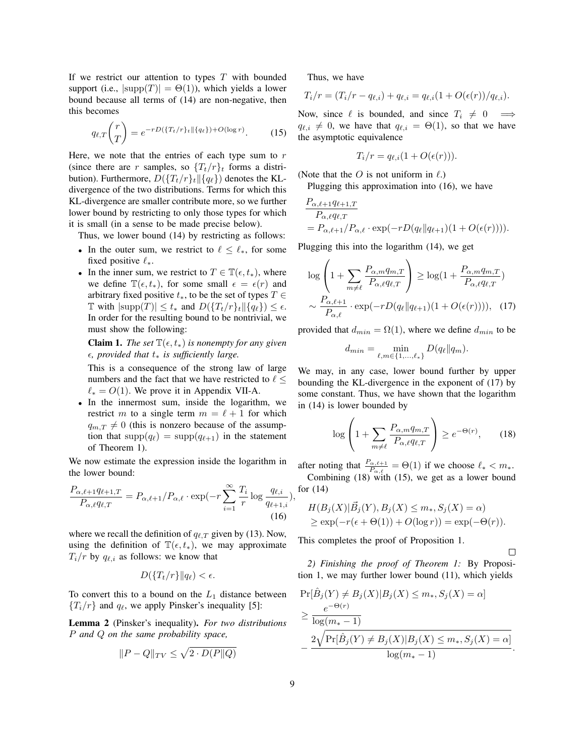If we restrict our attention to types $T$ with bounded support (i.e., $|\text{supp}(T)| = \Theta(1)$), which yields a lower bound because all terms of (14) are non-negative, then this becomes

$$q_{\ell,T}\binom{r}{T} = e^{-rD(\{T_t/r\}_t \| \{q_\ell\}) + O(\log r)}. \tag{15}$$

Here, we note that the entries of each type sum to $r$ (since there are $r$ samples, so $\{T_t/r\}_t$ forms a distribution). Furthermore, $D(\{T_t/r\}_t \| \{q_\ell\})$ denotes the KL-divergence of the two distributions. Terms for which this KL-divergence are smaller contribute more, so we further lower bound by restricting to only those types for which it is small (in a sense to be made precise below).

Thus, we lower bound (14) by restricting as follows:

- In the outer sum, we restrict to $\ell \le \ell_*$, for some fixed positive $\ell_*$.
- In the inner sum, we restrict to $T \in \mathbb{T}(\epsilon, t_*)$, where we define $\mathbb{T}(\epsilon, t_*)$, for some small $\epsilon = \epsilon(r)$ and arbitrary fixed positive $t_*$, to be the set of types $T \in \mathbb{T}$ with $|\text{supp}(T)| \le t_*$ and $D(\{T_t/r\}_t \| \{q_\ell\}) \le \epsilon$. In order for the resulting bound to be nontrivial, we must show the following:

  **Claim 1.** *The set $\mathbb{T}(\epsilon, t_*)$ is nonempty for any given $\epsilon$, provided that $t_*$ is sufficiently large.*

  This is a consequence of the strong law of large numbers and the fact that we have restricted to $\ell \le \ell_* = O(1)$. We prove it in Appendix VII-A.
- In the innermost sum, inside the logarithm, we restrict $m$ to a single term $m = \ell + 1$ for which $q_{m,T} \neq 0$ (this is nonzero because of the assumption that $\text{supp}(q_\ell) = \text{supp}(q_{\ell+1})$ in the statement of Theorem 1).

We now estimate the expression inside the logarithm in the lower bound:

$$\frac{P_{\alpha,\ell+1}q_{\ell+1,T}}{P_{\alpha,\ell}q_{\ell,T}} = P_{\alpha,\ell+1}/P_{\alpha,\ell} \cdot \exp(-r\sum_{i=1}^{\infty} \frac{T_i}{r} \log \frac{q_{\ell,i}}{q_{\ell+1,i}}), \tag{16}$$

where we recall the definition of $q_{\ell,T}$ given by (13). Now, using the definition of $\mathbb{T}(\epsilon, t_*)$, we may approximate $T_i/r$ by $q_{\ell,i}$ as follows: we know that

$$D(\{T_t/r\} \| q_\ell) < \epsilon.$$

To convert this to a bound on the $L_1$ distance between $\{T_i/r\}$ and $q_\ell$, we apply Pinsker's inequality [5]:

**Lemma 2** (Pinsker's inequality). *For two distributions $P$ and $Q$ on the same probability space,*

$$\|P - Q\|_{TV} \le \sqrt{2 \cdot D(P\|Q)}$$

Thus, we have

$$T_i/r = (T_i/r - q_{\ell,i}) + q_{\ell,i} = q_{\ell,i}(1 + O(\epsilon(r))/q_{\ell,i}).$$

Now, since $\ell$ is bounded, and since $T_i \neq 0 \implies q_{\ell,i} \neq 0$, we have that $q_{\ell,i} = \Theta(1)$, so that we have the asymptotic equivalence

$$T_i/r = q_{\ell,i}(1 + O(\epsilon(r))).$$

(Note that the $O$ is not uniform in $\ell$.)

Plugging this approximation into (16), we have

$$\begin{aligned}
&\frac{P_{\alpha,\ell+1}q_{\ell+1,T}}{P_{\alpha,\ell}q_{\ell,T}} \\
&= P_{\alpha,\ell+1}/P_{\alpha,\ell} \cdot \exp(-rD(q_\ell \| q_{\ell+1})(1 + O(\epsilon(r)))).
\end{aligned}$$

Plugging this into the logarithm (14), we get

$$\begin{aligned}
\log\left(1 + \sum_{m \neq \ell} \frac{P_{\alpha,m}q_{m,T}}{P_{\alpha,\ell}q_{\ell,T}}\right) &\ge \log(1 + \frac{P_{\alpha,m}q_{m,T}}{P_{\alpha,\ell}q_{\ell,T}}) \\
\sim \frac{P_{\alpha,\ell+1}}{P_{\alpha,\ell}} \cdot \exp(-rD(q_\ell \| q_{\ell+1})&(1 + O(\epsilon(r)))), \quad (17)
\end{aligned}$$

provided that $d_{min} = \Omega(1)$, where we define $d_{min}$ to be

$$d_{min} = \min_{\ell,m \in \{1,\ldots,\ell_*\}} D(q_\ell \| q_m).$$

We may, in any case, lower bound further by upper bounding the KL-divergence in the exponent of (17) by some constant. Thus, we have shown that the logarithm in (14) is lower bounded by

$$\log\left(1 + \sum_{m \neq \ell} \frac{P_{\alpha,m}q_{m,T}}{P_{\alpha,\ell}q_{\ell,T}}\right) \ge e^{-\Theta(r)}, \tag{18}$$

after noting that $\frac{P_{\alpha,\ell+1}}{P_{\alpha,\ell}} = \Theta(1)$ if we choose $\ell_* < m_*$.

Combining (18) with (15), we get as a lower bound for (14)

$$\begin{aligned}
&H(B_j(X) | \vec{B}_j(Y), B_j(X) \le m_*, S_j(X) = \alpha) \\
&\ge \exp(-r(\epsilon + \Theta(1)) + O(\log r)) = \exp(-\Theta(r)).
\end{aligned}$$

This completes the proof of Proposition 1. □

*2) Finishing the proof of Theorem 1:* By Proposition 1, we may further lower bound (11), which yields

$$\begin{aligned}
&\Pr[\hat{B}_j(Y) \neq B_j(X) | B_j(X) \le m_*, S_j(X) = \alpha] \\
&\ge \frac{e^{-\Theta(r)}}{\log(m_* - 1)} \\
&- \frac{2\sqrt{\Pr[\hat{B}_j(Y) \neq B_j(X) | B_j(X) \le m_*, S_j(X) = \alpha]}}{\log(m_* - 1)}.
\end{aligned}$$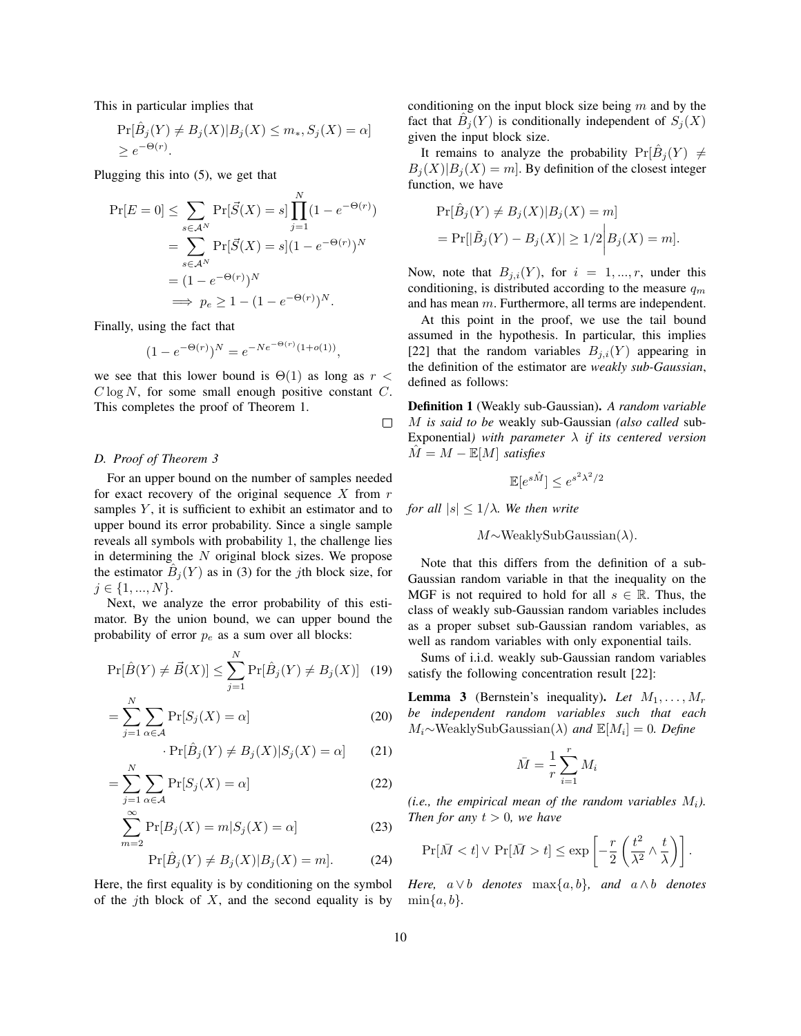This in particular implies that

$$\Pr[\hat{B}_j(Y) \neq B_j(X) | B_j(X) \leq m_*, S_j(X) = \alpha] \geq e^{-\Theta(r)}.$$

Plugging this into (5), we get that

$$\begin{aligned}
\Pr[E = 0] &\leq \sum_{s \in \mathcal{A}^N} \Pr[\vec{S}(X) = s] \prod_{j=1}^{N} (1 - e^{-\Theta(r)}) \\
&= \sum_{s \in \mathcal{A}^N} \Pr[\vec{S}(X) = s] (1 - e^{-\Theta(r)})^N \\
&= (1 - e^{-\Theta(r)})^N \\
&\implies p_e \geq 1 - (1 - e^{-\Theta(r)})^N.
\end{aligned}$$

Finally, using the fact that

$$(1 - e^{-\Theta(r)})^N = e^{-Ne^{-\Theta(r)}(1+o(1))},$$

we see that this lower bound is $\Theta(1)$ as long as $r < C \log N$, for some small enough positive constant $C$. This completes the proof of Theorem 1.

□

### D. Proof of Theorem 3

For an upper bound on the number of samples needed for exact recovery of the original sequence $X$ from $r$ samples $Y$, it is sufficient to exhibit an estimator and to upper bound its error probability. Since a single sample reveals all symbols with probability 1, the challenge lies in determining the $N$ original block sizes. We propose the estimator $\hat{B}_j(Y)$ as in (3) for the $j$th block size, for $j \in \{1, ..., N\}$.

Next, we analyze the error probability of this estimator. By the union bound, we can upper bound the probability of error $p_e$ as a sum over all blocks:

$$\Pr[\hat{B}(Y) \neq \vec{B}(X)] \leq \sum_{j=1}^{N} \Pr[\hat{B}_j(Y) \neq B_j(X)] \quad (19)$$

$$= \sum_{j=1}^{N} \sum_{\alpha \in \mathcal{A}} \Pr[S_j(X) = \alpha] \quad (20)$$

$$\cdot \Pr[\hat{B}_j(Y) \neq B_j(X) | S_j(X) = \alpha] \quad (21)$$

$$= \sum_{j=1}^{N} \sum_{\alpha \in \mathcal{A}} \Pr[S_j(X) = \alpha] \quad (22)$$

$$\sum_{m=2}^{\infty} \Pr[B_j(X) = m | S_j(X) = \alpha] \quad (23)$$

$$\Pr[\hat{B}_j(Y) \neq B_j(X) | B_j(X) = m]. \quad (24)$$

Here, the first equality is by conditioning on the symbol of the $j$th block of $X$, and the second equality is by conditioning on the input block size being $m$ and by the fact that $\hat{B}_j(Y)$ is conditionally independent of $S_j(X)$ given the input block size.

It remains to analyze the probability $\Pr[\hat{B}_j(Y) \neq B_j(X) | B_j(X) = m]$. By definition of the closest integer function, we have

$$\begin{aligned}
&\Pr[\hat{B}_j(Y) \neq B_j(X) | B_j(X) = m] \\
&= \Pr\left[|\tilde{B}_j(Y) - B_j(X)| \geq 1/2 \middle| B_j(X) = m\right].
\end{aligned}$$

Now, note that $B_{j,i}(Y)$, for $i = 1, ..., r$, under this conditioning, is distributed according to the measure $q_m$ and has mean $m$. Furthermore, all terms are independent.

At this point in the proof, we use the tail bound assumed in the hypothesis. In particular, this implies [22] that the random variables $B_{j,i}(Y)$ appearing in the definition of the estimator are *weakly sub-Gaussian*, defined as follows:

**Definition 1** (Weakly sub-Gaussian). *A random variable $M$ is said to be* weakly sub-Gaussian *(also called* sub-Exponential*) with parameter $\lambda$ if its centered version $\hat{M} = M - \mathbb{E}[M]$ satisfies*

$$\mathbb{E}[e^{s\hat{M}}] \leq e^{s^2\lambda^2/2}$$

*for all $|s| \leq 1/\lambda$. We then write*

$$M \sim \text{WeaklySubGaussian}(\lambda).$$

Note that this differs from the definition of a sub-Gaussian random variable in that the inequality on the MGF is not required to hold for all $s \in \mathbb{R}$. Thus, the class of weakly sub-Gaussian random variables includes as a proper subset sub-Gaussian random variables, as well as random variables with only exponential tails.

Sums of i.i.d. weakly sub-Gaussian random variables satisfy the following concentration result [22]:

**Lemma 3** (Bernstein's inequality). *Let $M_1, \ldots, M_r$ be independent random variables such that each $M_i \sim \text{WeaklySubGaussian}(\lambda)$ and $\mathbb{E}[M_i] = 0$. Define*

$$\bar{M} = \frac{1}{r} \sum_{i=1}^{r} M_i$$

*(i.e., the empirical mean of the random variables $M_i$). Then for any $t > 0$, we have*

$$\Pr[\bar{M} < t] \vee \Pr[\bar{M} > t] \leq \exp\left[-\frac{r}{2}\left(\frac{t^2}{\lambda^2} \wedge \frac{t}{\lambda}\right)\right].$$

*Here, $a \vee b$ denotes $\max\{a, b\}$, and $a \wedge b$ denotes $\min\{a, b\}$.*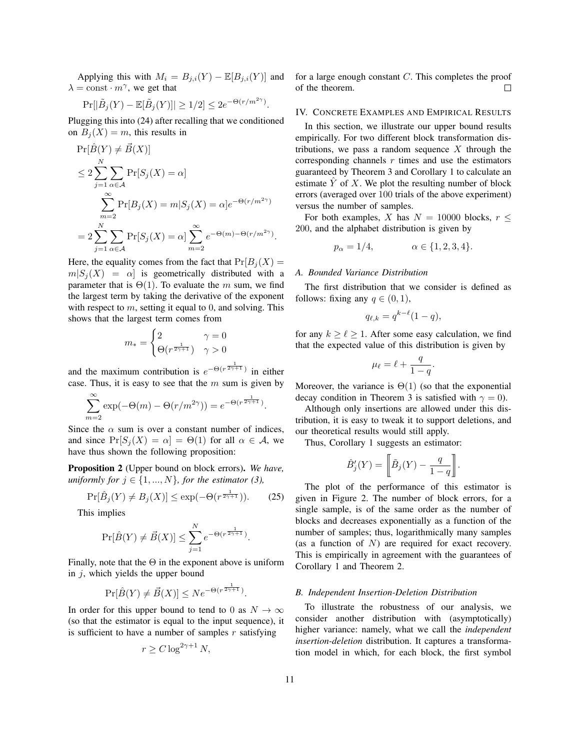Applying this with $M_i = B_{j,i}(Y) - \mathbb{E}[B_{j,i}(Y)]$ and $\lambda = \text{const} \cdot m^\gamma$, we get that

$$\Pr[|\tilde{B}_j(Y) - \mathbb{E}[\tilde{B}_j(Y)]| \geq 1/2] \leq 2e^{-\Theta(r/m^{2\gamma})}.$$

Plugging this into (24) after recalling that we conditioned on $B_j(X) = m$, this results in

$$\begin{aligned}
&\Pr[\hat{B}(Y) \neq \vec{B}(X)] \\
&\leq 2\sum_{j=1}^{N}\sum_{\alpha\in\mathcal{A}}\Pr[S_j(X)=\alpha] \\
&\qquad \sum_{m=2}^{\infty}\Pr[B_j(X)=m|S_j(X)=\alpha]e^{-\Theta(r/m^{2\gamma})} \\
&= 2\sum_{j=1}^{N}\sum_{\alpha\in\mathcal{A}}\Pr[S_j(X)=\alpha]\sum_{m=2}^{\infty}e^{-\Theta(m)-\Theta(r/m^{2\gamma})}.
\end{aligned}$$

Here, the equality comes from the fact that $\Pr[B_j(X) = m|S_j(X) = \alpha]$ is geometrically distributed with a parameter that is $\Theta(1)$. To evaluate the $m$ sum, we find the largest term by taking the derivative of the exponent with respect to $m$, setting it equal to 0, and solving. This shows that the largest term comes from

$$m_* = \begin{cases} 2 & \gamma = 0 \\ \Theta(r^{\frac{1}{2\gamma+1}}) & \gamma > 0 \end{cases}$$

and the maximum contribution is $e^{-\Theta(r^{\frac{1}{2\gamma+1}})}$ in either case. Thus, it is easy to see that the $m$ sum is given by

$$\sum_{m=2}^{\infty}\exp(-\Theta(m) - \Theta(r/m^{2\gamma})) = e^{-\Theta(r^{\frac{1}{2\gamma+1}})}.$$

Since the $\alpha$ sum is over a constant number of indices, and since $\Pr[S_j(X) = \alpha] = \Theta(1)$ for all $\alpha \in \mathcal{A}$, we have thus shown the following proposition:

**Proposition 2** (Upper bound on block errors). *We have, uniformly for $j \in \{1, ..., N\}$, for the estimator (3),*

$$\Pr[\hat{B}_j(Y) \neq B_j(X)] \leq \exp(-\Theta(r^{\frac{1}{2\gamma+1}})). \tag{25}$$

This implies

$$\Pr[\hat{B}(Y) \neq \vec{B}(X)] \leq \sum_{j=1}^{N} e^{-\Theta(r^{\frac{1}{2\gamma+1}})}.$$

Finally, note that the $\Theta$ in the exponent above is uniform in $j$, which yields the upper bound

$$\Pr[\hat{B}(Y) \neq \vec{B}(X)] \leq Ne^{-\Theta(r^{\frac{1}{2\gamma+1}})}.$$

In order for this upper bound to tend to 0 as $N \to \infty$ (so that the estimator is equal to the input sequence), it is sufficient to have a number of samples $r$ satisfying

$$r \geq C\log^{2\gamma+1} N,$$

for a large enough constant $C$. This completes the proof of the theorem. □

## IV. Concrete Examples and Empirical Results

In this section, we illustrate our upper bound results empirically. For two different block transformation distributions, we pass a random sequence $X$ through the corresponding channels $r$ times and use the estimators guaranteed by Theorem 3 and Corollary 1 to calculate an estimate $\hat{Y}$ of $X$. We plot the resulting number of block errors (averaged over 100 trials of the above experiment) versus the number of samples.

For both examples, $X$ has $N = 10000$ blocks, $r \leq 200$, and the alphabet distribution is given by

$$p_\alpha = 1/4, \qquad \alpha \in \{1, 2, 3, 4\}.$$

### A. Bounded Variance Distribution

The first distribution that we consider is defined as follows: fixing any $q \in (0, 1)$,

$$q_{\ell,k} = q^{k-\ell}(1-q),$$

for any $k \geq \ell \geq 1$. After some easy calculation, we find that the expected value of this distribution is given by

$$\mu_\ell = \ell + \frac{q}{1-q}.$$

Moreover, the variance is $\Theta(1)$ (so that the exponential decay condition in Theorem 3 is satisfied with $\gamma = 0$).

Although only insertions are allowed under this distribution, it is easy to tweak it to support deletions, and our theoretical results would still apply.

Thus, Corollary 1 suggests an estimator:

$$\hat{B}'_j(Y) = \left[\!\left[\tilde{B}_j(Y) - \frac{q}{1-q}\right]\!\right].$$

The plot of the performance of this estimator is given in Figure 2. The number of block errors, for a single sample, is of the same order as the number of blocks and decreases exponentially as a function of the number of samples; thus, logarithmically many samples (as a function of $N$) are required for exact recovery. This is empirically in agreement with the guarantees of Corollary 1 and Theorem 2.

### B. Independent Insertion-Deletion Distribution

To illustrate the robustness of our analysis, we consider another distribution with (asymptotically) higher variance: namely, what we call the *independent insertion-deletion* distribution. It captures a transformation model in which, for each block, the first symbol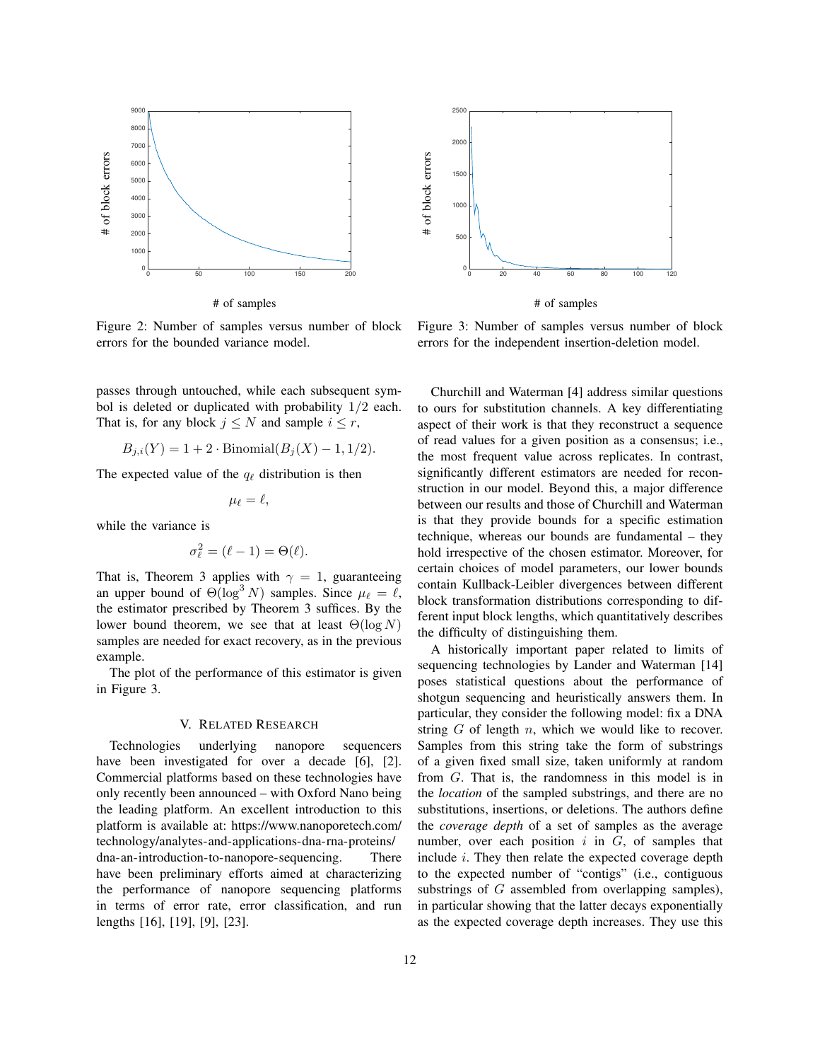Figure 2: Number of samples versus number of block errors for the bounded variance model.

Figure 3: Number of samples versus number of block errors for the independent insertion-deletion model.

passes through untouched, while each subsequent symbol is deleted or duplicated with probability $1/2$ each. That is, for any block $j \leq N$ and sample $i \leq r$,

$$B_{j,i}(Y) = 1 + 2 \cdot \text{Binomial}(B_j(X) - 1, 1/2).$$

The expected value of the $q_\ell$ distribution is then

$$\mu_\ell = \ell,$$

while the variance is

$$\sigma_\ell^2 = (\ell - 1) = \Theta(\ell).$$

That is, Theorem 3 applies with $\gamma = 1$, guaranteeing an upper bound of $\Theta(\log^3 N)$ samples. Since $\mu_\ell = \ell$, the estimator prescribed by Theorem 3 suffices. By the lower bound theorem, we see that at least $\Theta(\log N)$ samples are needed for exact recovery, as in the previous example.

The plot of the performance of this estimator is given in Figure 3.

## V. Related Research

Technologies underlying nanopore sequencers have been investigated for over a decade [6], [2]. Commercial platforms based on these technologies have only recently been announced – with Oxford Nano being the leading platform. An excellent introduction to this platform is available at: https://www.nanoporetech.com/technology/analytes-and-applications-dna-rna-proteins/dna-an-introduction-to-nanopore-sequencing. There have been preliminary efforts aimed at characterizing the performance of nanopore sequencing platforms in terms of error rate, error classification, and run lengths [16], [19], [9], [23].

Churchill and Waterman [4] address similar questions to ours for substitution channels. A key differentiating aspect of their work is that they reconstruct a sequence of read values for a given position as a consensus; i.e., the most frequent value across replicates. In contrast, significantly different estimators are needed for reconstruction in our model. Beyond this, a major difference between our results and those of Churchill and Waterman is that they provide bounds for a specific estimation technique, whereas our bounds are fundamental – they hold irrespective of the chosen estimator. Moreover, for certain choices of model parameters, our lower bounds contain Kullback-Leibler divergences between different block transformation distributions corresponding to different input block lengths, which quantitatively describes the difficulty of distinguishing them.

A historically important paper related to limits of sequencing technologies by Lander and Waterman [14] poses statistical questions about the performance of shotgun sequencing and heuristically answers them. In particular, they consider the following model: fix a DNA string $G$ of length $n$, which we would like to recover. Samples from this string take the form of substrings of a given fixed small size, taken uniformly at random from $G$. That is, the randomness in this model is in the *location* of the sampled substrings, and there are no substitutions, insertions, or deletions. The authors define the *coverage depth* of a set of samples as the average number, over each position $i$ in $G$, of samples that include $i$. They then relate the expected coverage depth to the expected number of "contigs" (i.e., contiguous substrings of $G$ assembled from overlapping samples), in particular showing that the latter decays exponentially as the expected coverage depth increases. They use this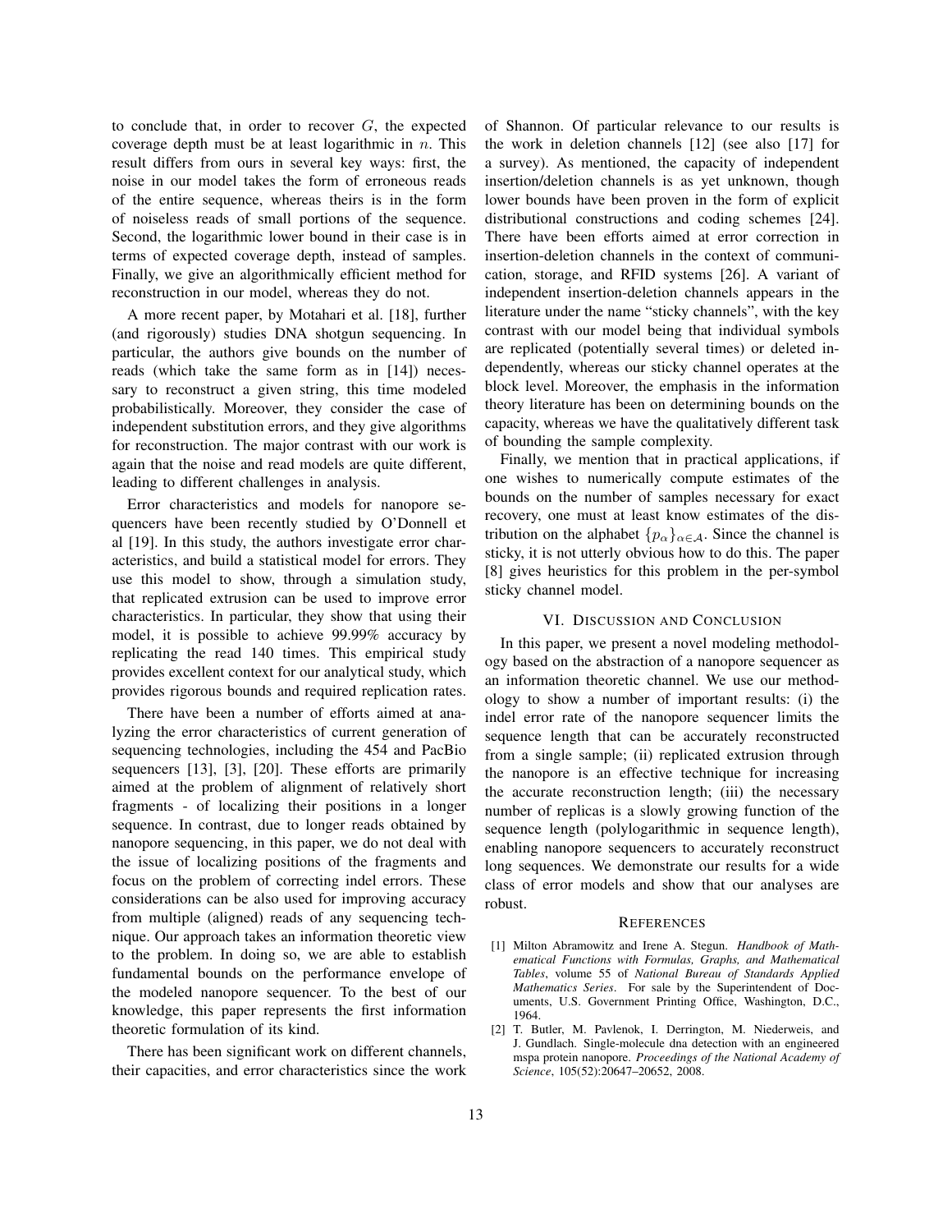to conclude that, in order to recover $G$, the expected coverage depth must be at least logarithmic in $n$. This result differs from ours in several key ways: first, the noise in our model takes the form of erroneous reads of the entire sequence, whereas theirs is in the form of noiseless reads of small portions of the sequence. Second, the logarithmic lower bound in their case is in terms of expected coverage depth, instead of samples. Finally, we give an algorithmically efficient method for reconstruction in our model, whereas they do not.

A more recent paper, by Motahari et al. [18], further (and rigorously) studies DNA shotgun sequencing. In particular, the authors give bounds on the number of reads (which take the same form as in [14]) necessary to reconstruct a given string, this time modeled probabilistically. Moreover, they consider the case of independent substitution errors, and they give algorithms for reconstruction. The major contrast with our work is again that the noise and read models are quite different, leading to different challenges in analysis.

Error characteristics and models for nanopore sequencers have been recently studied by O'Donnell et al [19]. In this study, the authors investigate error characteristics, and build a statistical model for errors. They use this model to show, through a simulation study, that replicated extrusion can be used to improve error characteristics. In particular, they show that using their model, it is possible to achieve 99.99% accuracy by replicating the read 140 times. This empirical study provides excellent context for our analytical study, which provides rigorous bounds and required replication rates.

There have been a number of efforts aimed at analyzing the error characteristics of current generation of sequencing technologies, including the 454 and PacBio sequencers [13], [3], [20]. These efforts are primarily aimed at the problem of alignment of relatively short fragments - of localizing their positions in a longer sequence. In contrast, due to longer reads obtained by nanopore sequencing, in this paper, we do not deal with the issue of localizing positions of the fragments and focus on the problem of correcting indel errors. These considerations can be also used for improving accuracy from multiple (aligned) reads of any sequencing technique. Our approach takes an information theoretic view to the problem. In doing so, we are able to establish fundamental bounds on the performance envelope of the modeled nanopore sequencer. To the best of our knowledge, this paper represents the first information theoretic formulation of its kind.

There has been significant work on different channels, their capacities, and error characteristics since the work of Shannon. Of particular relevance to our results is the work in deletion channels [12] (see also [17] for a survey). As mentioned, the capacity of independent insertion/deletion channels is as yet unknown, though lower bounds have been proven in the form of explicit distributional constructions and coding schemes [24]. There have been efforts aimed at error correction in insertion-deletion channels in the context of communication, storage, and RFID systems [26]. A variant of independent insertion-deletion channels appears in the literature under the name "sticky channels", with the key contrast with our model being that individual symbols are replicated (potentially several times) or deleted independently, whereas our sticky channel operates at the block level. Moreover, the emphasis in the information theory literature has been on determining bounds on the capacity, whereas we have the qualitatively different task of bounding the sample complexity.

Finally, we mention that in practical applications, if one wishes to numerically compute estimates of the bounds on the number of samples necessary for exact recovery, one must at least know estimates of the distribution on the alphabet $\{p_\alpha\}_{\alpha\in\mathcal{A}}$. Since the channel is sticky, it is not utterly obvious how to do this. The paper [8] gives heuristics for this problem in the per-symbol sticky channel model.

## VI. Discussion and Conclusion

In this paper, we present a novel modeling methodology based on the abstraction of a nanopore sequencer as an information theoretic channel. We use our methodology to show a number of important results: (i) the indel error rate of the nanopore sequencer limits the sequence length that can be accurately reconstructed from a single sample; (ii) replicated extrusion through the nanopore is an effective technique for increasing the accurate reconstruction length; (iii) the necessary number of replicas is a slowly growing function of the sequence length (polylogarithmic in sequence length), enabling nanopore sequencers to accurately reconstruct long sequences. We demonstrate our results for a wide class of error models and show that our analyses are robust.

## References

[1] Milton Abramowitz and Irene A. Stegun. *Handbook of Mathematical Functions with Formulas, Graphs, and Mathematical Tables*, volume 55 of *National Bureau of Standards Applied Mathematics Series*. For sale by the Superintendent of Documents, U.S. Government Printing Office, Washington, D.C., 1964.

[2] T. Butler, M. Pavlenok, I. Derrington, M. Niederweis, and J. Gundlach. Single-molecule dna detection with an engineered mspa protein nanopore. *Proceedings of the National Academy of Science*, 105(52):20647–20652, 2008.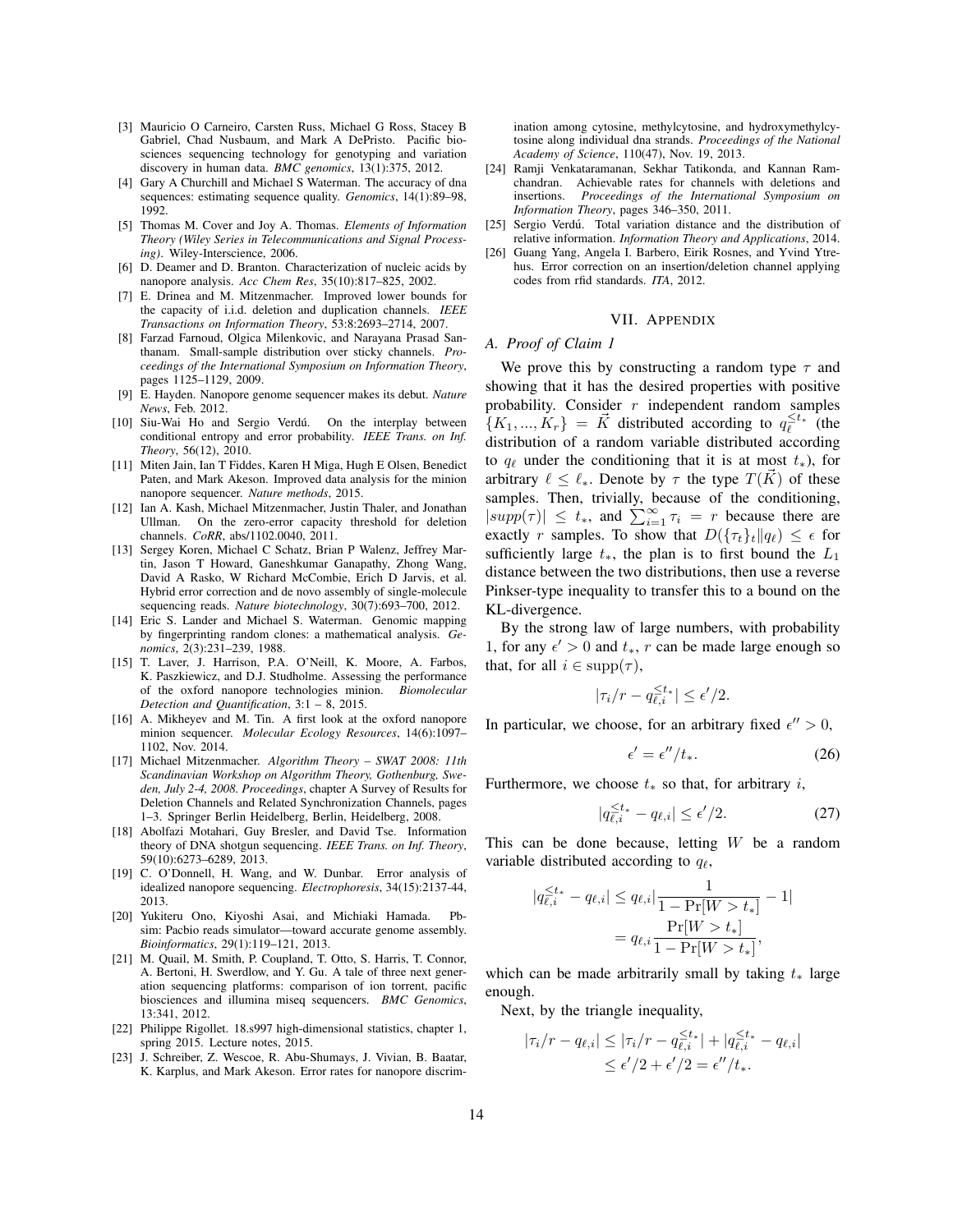[3] Mauricio O Carneiro, Carsten Russ, Michael G Ross, Stacey B Gabriel, Chad Nusbaum, and Mark A DePristo. Pacific biosciences sequencing technology for genotyping and variation discovery in human data. *BMC genomics*, 13(1):375, 2012.

[4] Gary A Churchill and Michael S Waterman. The accuracy of dna sequences: estimating sequence quality. *Genomics*, 14(1):89–98, 1992.

[5] Thomas M. Cover and Joy A. Thomas. *Elements of Information Theory (Wiley Series in Telecommunications and Signal Processing)*. Wiley-Interscience, 2006.

[6] D. Deamer and D. Branton. Characterization of nucleic acids by nanopore analysis. *Acc Chem Res*, 35(10):817–825, 2002.

[7] E. Drinea and M. Mitzenmacher. Improved lower bounds for the capacity of i.i.d. deletion and duplication channels. *IEEE Transactions on Information Theory*, 53:8:2693–2714, 2007.

[8] Farzad Farnoud, Olgica Milenkovic, and Narayana Prasad Santhanam. Small-sample distribution over sticky channels. *Proceedings of the International Symposium on Information Theory*, pages 1125–1129, 2009.

[9] E. Hayden. Nanopore genome sequencer makes its debut. *Nature News*, Feb. 2012.

[10] Siu-Wai Ho and Sergio Verdú. On the interplay between conditional entropy and error probability. *IEEE Trans. on Inf. Theory*, 56(12), 2010.

[11] Miten Jain, Ian T Fiddes, Karen H Miga, Hugh E Olsen, Benedict Paten, and Mark Akeson. Improved data analysis for the minion nanopore sequencer. *Nature methods*, 2015.

[12] Ian A. Kash, Michael Mitzenmacher, Justin Thaler, and Jonathan Ullman. On the zero-error capacity threshold for deletion channels. *CoRR*, abs/1102.0040, 2011.

[13] Sergey Koren, Michael C Schatz, Brian P Walenz, Jeffrey Martin, Jason T Howard, Ganeshkumar Ganapathy, Zhong Wang, David A Rasko, W Richard McCombie, Erich D Jarvis, et al. Hybrid error correction and de novo assembly of single-molecule sequencing reads. *Nature biotechnology*, 30(7):693–700, 2012.

[14] Eric S. Lander and Michael S. Waterman. Genomic mapping by fingerprinting random clones: a mathematical analysis. *Genomics*, 2(3):231–239, 1988.

[15] T. Laver, J. Harrison, P.A. O'Neill, K. Moore, A. Farbos, K. Paszkiewicz, and D.J. Studholme. Assessing the performance of the oxford nanopore technologies minion. *Biomolecular Detection and Quantification*, 3:1 – 8, 2015.

[16] A. Mikheyev and M. Tin. A first look at the oxford nanopore minion sequencer. *Molecular Ecology Resources*, 14(6):1097–1102, Nov. 2014.

[17] Michael Mitzenmacher. *Algorithm Theory – SWAT 2008: 11th Scandinavian Workshop on Algorithm Theory, Gothenburg, Sweden, July 2-4, 2008. Proceedings*, chapter A Survey of Results for Deletion Channels and Related Synchronization Channels, pages 1–3. Springer Berlin Heidelberg, Berlin, Heidelberg, 2008.

[18] Abolfazi Motahari, Guy Bresler, and David Tse. Information theory of DNA shotgun sequencing. *IEEE Trans. on Inf. Theory*, 59(10):6273–6289, 2013.

[19] C. O'Donnell, H. Wang, and W. Dunbar. Error analysis of idealized nanopore sequencing. *Electrophoresis*, 34(15):2137-44, 2013.

[20] Yukiteru Ono, Kiyoshi Asai, and Michiaki Hamada. Pbsim: Pacbio reads simulator—toward accurate genome assembly. *Bioinformatics*, 29(1):119–121, 2013.

[21] M. Quail, M. Smith, P. Coupland, T. Otto, S. Harris, T. Connor, A. Bertoni, H. Swerdlow, and Y. Gu. A tale of three next generation sequencing platforms: comparison of ion torrent, pacific biosciences and illumina miseq sequencers. *BMC Genomics*, 13:341, 2012.

[22] Philippe Rigollet. 18.s997 high-dimensional statistics, chapter 1, spring 2015. Lecture notes, 2015.

[23] J. Schreiber, Z. Wescoe, R. Abu-Shumays, J. Vivian, B. Baatar, K. Karplus, and Mark Akeson. Error rates for nanopore discrimination among cytosine, methylcytosine, and hydroxymethylcytosine along individual dna strands. *Proceedings of the National Academy of Science*, 110(47), Nov. 19, 2013.

[24] Ramji Venkataramanan, Sekhar Tatikonda, and Kannan Ramchandran. Achievable rates for channels with deletions and insertions. *Proceedings of the International Symposium on Information Theory*, pages 346–350, 2011.

[25] Sergio Verdú. Total variation distance and the distribution of relative information. *Information Theory and Applications*, 2014.

[26] Guang Yang, Angela I. Barbero, Eirik Rosnes, and Yvind Ytrehus. Error correction on an insertion/deletion channel applying codes from rfid standards. *ITA*, 2012.

## VII. Appendix

### A. Proof of Claim 1

We prove this by constructing a random type $\tau$ and showing that it has the desired properties with positive probability. Consider $r$ independent random samples $\{K_1, ..., K_r\} = \vec{K}$ distributed according to $q_\ell^{\leq t_*}$ (the distribution of a random variable distributed according to $q_\ell$ under the conditioning that it is at most $t_*$), for arbitrary $\ell \leq \ell_*$. Denote by $\tau$ the type $T(\vec{K})$ of these samples. Then, trivially, because of the conditioning, $|supp(\tau)| \leq t_*$, and $\sum_{i=1}^{\infty} \tau_i = r$ because there are exactly $r$ samples. To show that $D(\{\tau_t\}_t \| q_\ell) \leq \epsilon$ for sufficiently large $t_*$, the plan is to first bound the $L_1$ distance between the two distributions, then use a reverse Pinkser-type inequality to transfer this to a bound on the KL-divergence.

By the strong law of large numbers, with probability 1, for any $\epsilon' > 0$ and $t_*$, $r$ can be made large enough so that, for all $i \in \text{supp}(\tau)$,

$$|\tau_i/r - q_{\ell,i}^{\leq t_*}| \leq \epsilon'/2.$$

In particular, we choose, for an arbitrary fixed $\epsilon'' > 0$,

$$\epsilon' = \epsilon''/t_*. \tag{26}$$

Furthermore, we choose $t_*$ so that, for arbitrary $i$,

$$|q_{\ell,i}^{\leq t_*} - q_{\ell,i}| \leq \epsilon'/2. \tag{27}$$

This can be done because, letting $W$ be a random variable distributed according to $q_\ell$,

$$\begin{aligned} |q_{\ell,i}^{\leq t_*} - q_{\ell,i}| &\leq q_{\ell,i} \left| \frac{1}{1 - \Pr[W > t_*]} - 1 \right| \\ &= q_{\ell,i} \frac{\Pr[W > t_*]}{1 - \Pr[W > t_*]}, \end{aligned}$$

which can be made arbitrarily small by taking $t_*$ large enough.

Next, by the triangle inequality,

$$\begin{aligned} |\tau_i/r - q_{\ell,i}| &\leq |\tau_i/r - q_{\ell,i}^{\leq t_*}| + |q_{\ell,i}^{\leq t_*} - q_{\ell,i}| \\ &\leq \epsilon'/2 + \epsilon'/2 = \epsilon''/t_*. \end{aligned}$$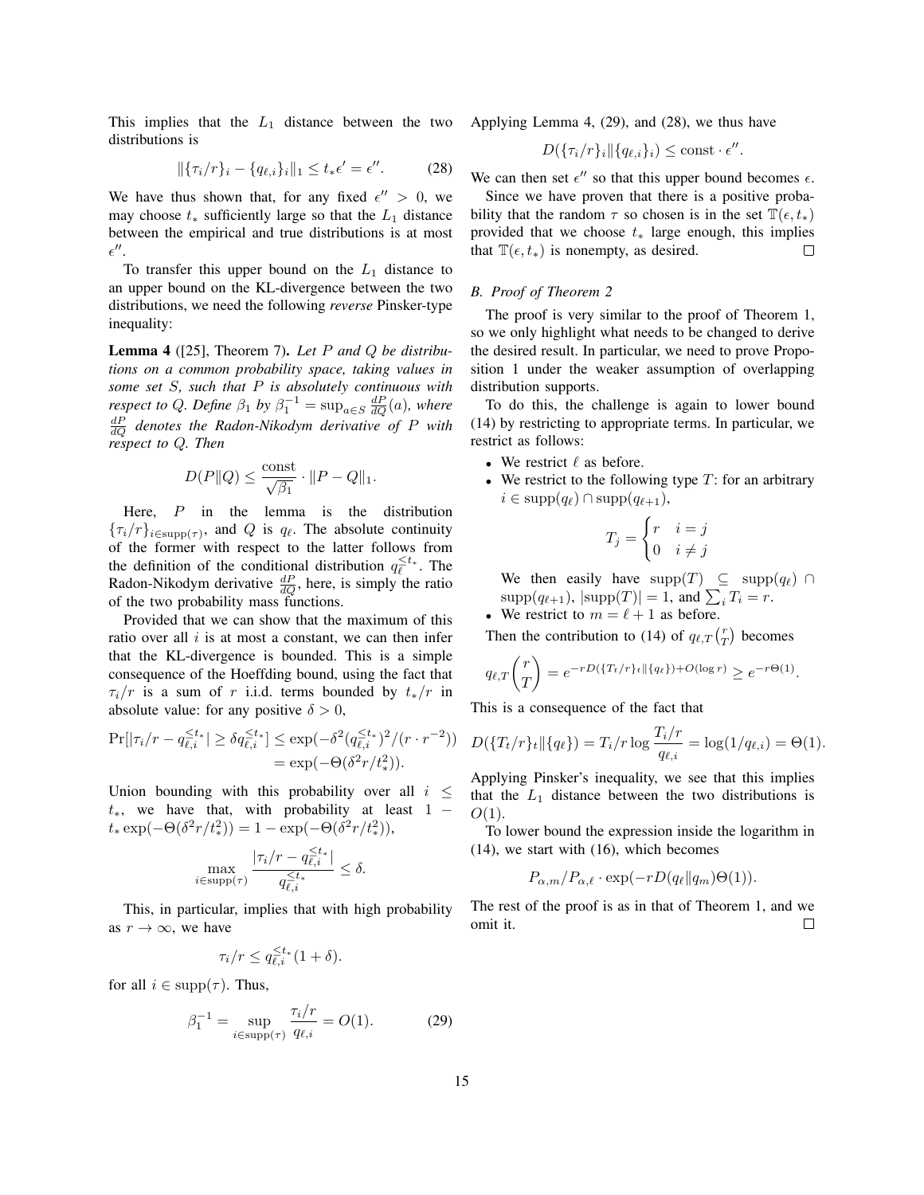This implies that the $L_1$ distance between the two distributions is

$$\|\{\tau_i/r\}_i - \{q_{\ell,i}\}_i\|_1 \leq t_* \epsilon' = \epsilon''. \tag{28}$$

We have thus shown that, for any fixed $\epsilon'' > 0$, we may choose $t_*$ sufficiently large so that the $L_1$ distance between the empirical and true distributions is at most $\epsilon''$.

To transfer this upper bound on the $L_1$ distance to an upper bound on the KL-divergence between the two distributions, we need the following *reverse* Pinsker-type inequality:

**Lemma 4** ([25], Theorem 7)**.** *Let $P$ and $Q$ be distributions on a common probability space, taking values in some set $S$, such that $P$ is absolutely continuous with respect to $Q$. Define $\beta_1$ by $\beta_1^{-1} = \sup_{a \in S} \frac{dP}{dQ}(a)$, where $\frac{dP}{dQ}$ denotes the Radon-Nikodym derivative of $P$ with respect to $Q$. Then*

$$D(P\|Q) \leq \frac{\text{const}}{\sqrt{\beta_1}} \cdot \|P - Q\|_1.$$

Here, $P$ in the lemma is the distribution $\{\tau_i/r\}_{i \in \text{supp}(\tau)}$, and $Q$ is $q_\ell$. The absolute continuity of the former with respect to the latter follows from the definition of the conditional distribution $q_\ell^{\leq t_*}$. The Radon-Nikodym derivative $\frac{dP}{dQ}$, here, is simply the ratio of the two probability mass functions.

Provided that we can show that the maximum of this ratio over all $i$ is at most a constant, we can then infer that the KL-divergence is bounded. This is a simple consequence of the Hoeffding bound, using the fact that $\tau_i/r$ is a sum of $r$ i.i.d. terms bounded by $t_*/r$ in absolute value: for any positive $\delta > 0$,

$$\begin{aligned}\Pr[|\tau_i/r - q_{\ell,i}^{\leq t_*}| \geq \delta q_{\ell,i}^{\leq t_*}] &\leq \exp(-\delta^2 (q_{\ell,i}^{\leq t_*})^2 / (r \cdot r^{-2})) \\ &= \exp(-\Theta(\delta^2 r / t_*^2)).\end{aligned}$$

Union bounding with this probability over all $i \leq t_*$, we have that, with probability at least $1 - t_* \exp(-\Theta(\delta^2 r/t_*^2)) = 1 - \exp(-\Theta(\delta^2 r/t_*^2))$,

$$\max_{i \in \text{supp}(\tau)} \frac{|\tau_i/r - q_{\ell,i}^{\leq t_*}|}{q_{\ell,i}^{\leq t_*}} \leq \delta.$$

This, in particular, implies that with high probability as $r \to \infty$, we have

$$\tau_i/r \leq q_{\ell,i}^{\leq t_*}(1 + \delta).$$

for all $i \in \text{supp}(\tau)$. Thus,

$$\beta_1^{-1} = \sup_{i \in \text{supp}(\tau)} \frac{\tau_i/r}{q_{\ell,i}} = O(1). \tag{29}$$

Applying Lemma 4, (29), and (28), we thus have

$$D(\{\tau_i/r\}_i \| \{q_{\ell,i}\}_i) \leq \text{const} \cdot \epsilon''.$$

We can then set $\epsilon''$ so that this upper bound becomes $\epsilon$.

Since we have proven that there is a positive probability that the random $\tau$ so chosen is in the set $\mathbb{T}(\epsilon, t_*)$ provided that we choose $t_*$ large enough, this implies that $\mathbb{T}(\epsilon, t_*)$ is nonempty, as desired. $\square$

### B. Proof of Theorem 2

The proof is very similar to the proof of Theorem 1, so we only highlight what needs to be changed to derive the desired result. In particular, we need to prove Proposition 1 under the weaker assumption of overlapping distribution supports.

To do this, the challenge is again to lower bound (14) by restricting to appropriate terms. In particular, we restrict as follows:

- We restrict $\ell$ as before.
- We restrict to the following type $T$: for an arbitrary $i \in \text{supp}(q_\ell) \cap \text{supp}(q_{\ell+1})$,
$$T_j = \begin{cases} r & i = j \\ 0 & i \neq j \end{cases}$$
We then easily have $\text{supp}(T) \subseteq \text{supp}(q_\ell) \cap \text{supp}(q_{\ell+1})$, $|\text{supp}(T)| = 1$, and $\sum_i T_i = r$.
- We restrict to $m = \ell + 1$ as before.

Then the contribution to (14) of $q_{\ell,T}\binom{r}{T}$ becomes

$$q_{\ell,T}\binom{r}{T} = e^{-rD(\{T_t/r\}_t \| \{q_\ell\}) + O(\log r)} \geq e^{-r\Theta(1)}.$$

This is a consequence of the fact that

$$D(\{T_t/r\}_t \| \{q_\ell\}) = T_i/r \log \frac{T_i/r}{q_{\ell,i}} = \log(1/q_{\ell,i}) = \Theta(1).$$

Applying Pinsker's inequality, we see that this implies that the $L_1$ distance between the two distributions is $O(1)$.

To lower bound the expression inside the logarithm in (14), we start with (16), which becomes

$$P_{\alpha,m}/P_{\alpha,\ell} \cdot \exp(-rD(q_\ell \| q_m)\Theta(1)).$$

The rest of the proof is as in that of Theorem 1, and we omit it. $\square$